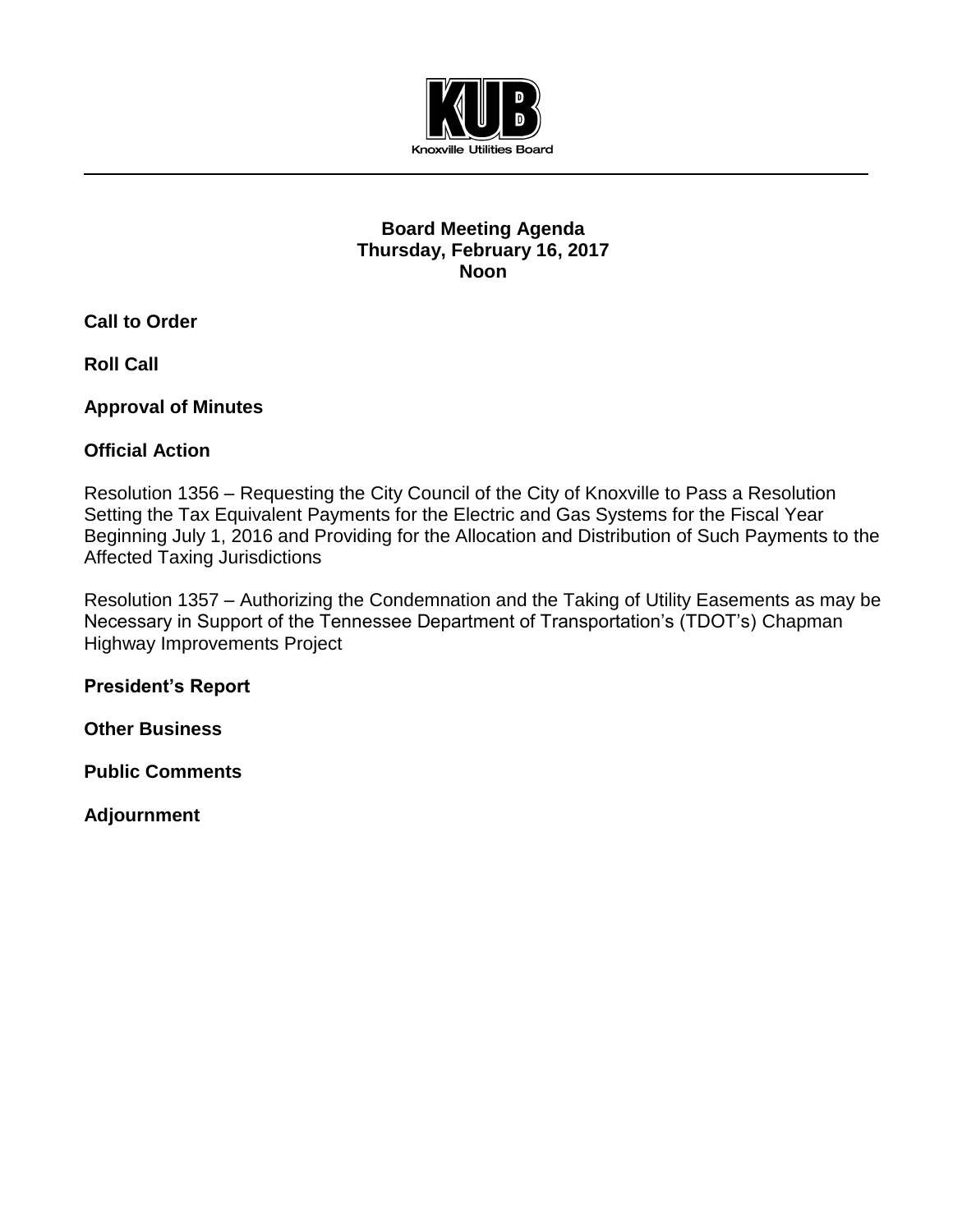KUB

Knoxville Utilities Board

# Board Meeting Agenda
## Thursday, February 16, 2017
## Noon

**Call to Order**

**Roll Call**

**Approval of Minutes**

**Official Action**

Resolution 1356 – Requesting the City Council of the City of Knoxville to Pass a Resolution Setting the Tax Equivalent Payments for the Electric and Gas Systems for the Fiscal Year Beginning July 1, 2016 and Providing for the Allocation and Distribution of Such Payments to the Affected Taxing Jurisdictions

Resolution 1357 – Authorizing the Condemnation and the Taking of Utility Easements as may be Necessary in Support of the Tennessee Department of Transportation's (TDOT's) Chapman Highway Improvements Project

**President's Report**

**Other Business**

**Public Comments**

**Adjournment**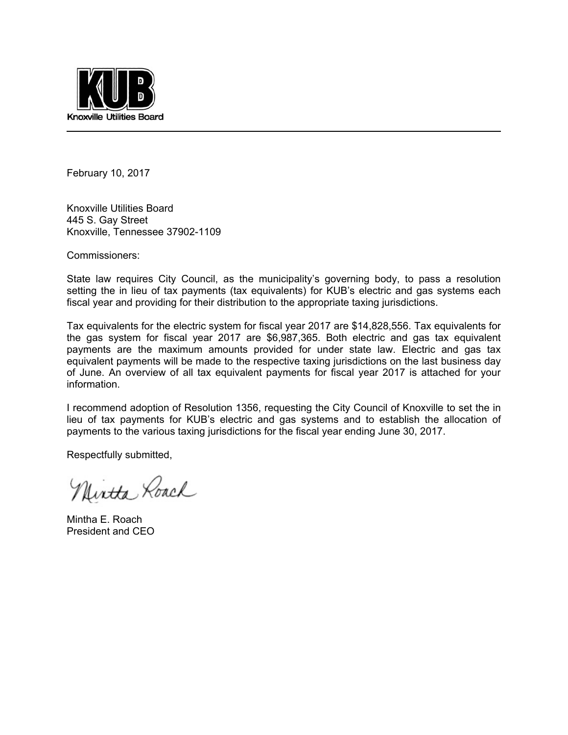**KUB**
Knoxville Utilities Board

February 10, 2017

Knoxville Utilities Board
445 S. Gay Street
Knoxville, Tennessee 37902-1109

Commissioners:

State law requires City Council, as the municipality's governing body, to pass a resolution setting the in lieu of tax payments (tax equivalents) for KUB's electric and gas systems each fiscal year and providing for their distribution to the appropriate taxing jurisdictions.

Tax equivalents for the electric system for fiscal year 2017 are $14,828,556. Tax equivalents for the gas system for fiscal year 2017 are $6,987,365. Both electric and gas tax equivalent payments are the maximum amounts provided for under state law. Electric and gas tax equivalent payments will be made to the respective taxing jurisdictions on the last business day of June. An overview of all tax equivalent payments for fiscal year 2017 is attached for your information.

I recommend adoption of Resolution 1356, requesting the City Council of Knoxville to set the in lieu of tax payments for KUB's electric and gas systems and to establish the allocation of payments to the various taxing jurisdictions for the fiscal year ending June 30, 2017.

Respectfully submitted,

Mintha Roach

Mintha E. Roach
President and CEO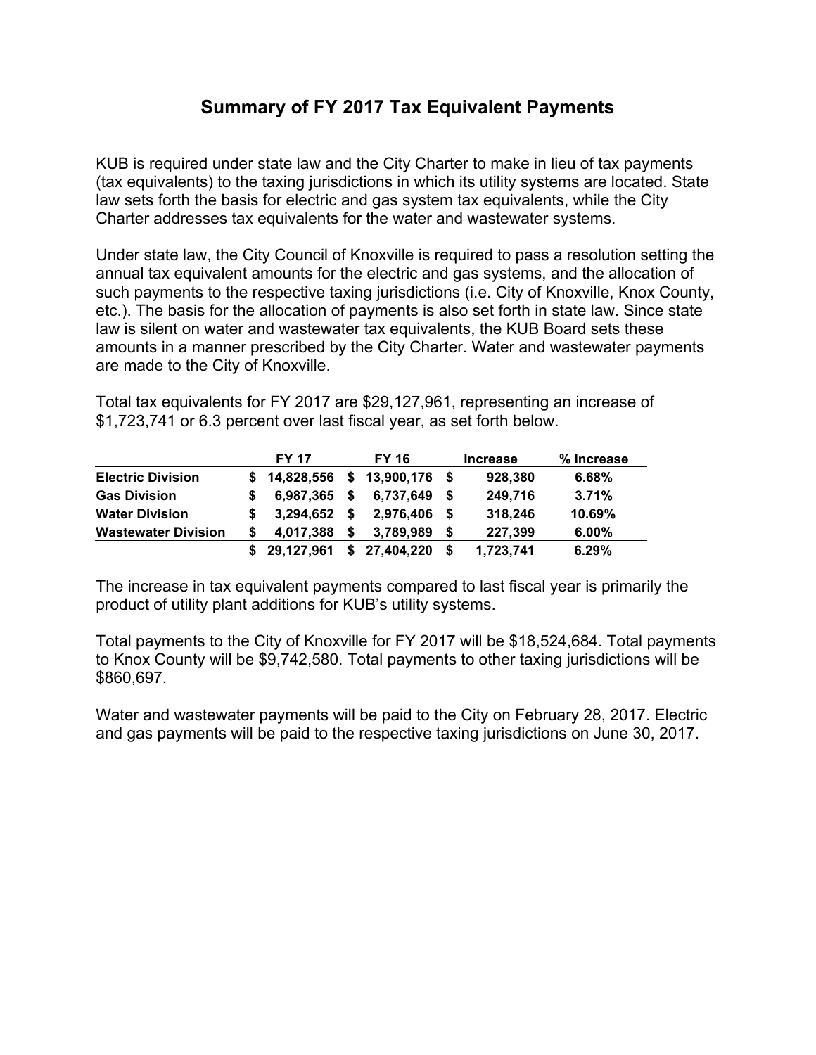# Summary of FY 2017 Tax Equivalent Payments

KUB is required under state law and the City Charter to make in lieu of tax payments (tax equivalents) to the taxing jurisdictions in which its utility systems are located. State law sets forth the basis for electric and gas system tax equivalents, while the City Charter addresses tax equivalents for the water and wastewater systems.

Under state law, the City Council of Knoxville is required to pass a resolution setting the annual tax equivalent amounts for the electric and gas systems, and the allocation of such payments to the respective taxing jurisdictions (i.e. City of Knoxville, Knox County, etc.). The basis for the allocation of payments is also set forth in state law. Since state law is silent on water and wastewater tax equivalents, the KUB Board sets these amounts in a manner prescribed by the City Charter. Water and wastewater payments are made to the City of Knoxville.

Total tax equivalents for FY 2017 are $29,127,961, representing an increase of $1,723,741 or 6.3 percent over last fiscal year, as set forth below.

| | FY 17 | FY 16 | Increase | % Increase |
|---|---|---|---|---|
| **Electric Division** | **$ 14,828,556** | **$ 13,900,176** | **$ 928,380** | **6.68%** |
| **Gas Division** | **$ 6,987,365** | **$ 6,737,649** | **$ 249,716** | **3.71%** |
| **Water Division** | **$ 3,294,652** | **$ 2,976,406** | **$ 318,246** | **10.69%** |
| **Wastewater Division** | **$ 4,017,388** | **$ 3,789,989** | **$ 227,399** | **6.00%** |
| | **$ 29,127,961** | **$ 27,404,220** | **$ 1,723,741** | **6.29%** |

The increase in tax equivalent payments compared to last fiscal year is primarily the product of utility plant additions for KUB's utility systems.

Total payments to the City of Knoxville for FY 2017 will be $18,524,684. Total payments to Knox County will be $9,742,580. Total payments to other taxing jurisdictions will be $860,697.

Water and wastewater payments will be paid to the City on February 28, 2017. Electric and gas payments will be paid to the respective taxing jurisdictions on June 30, 2017.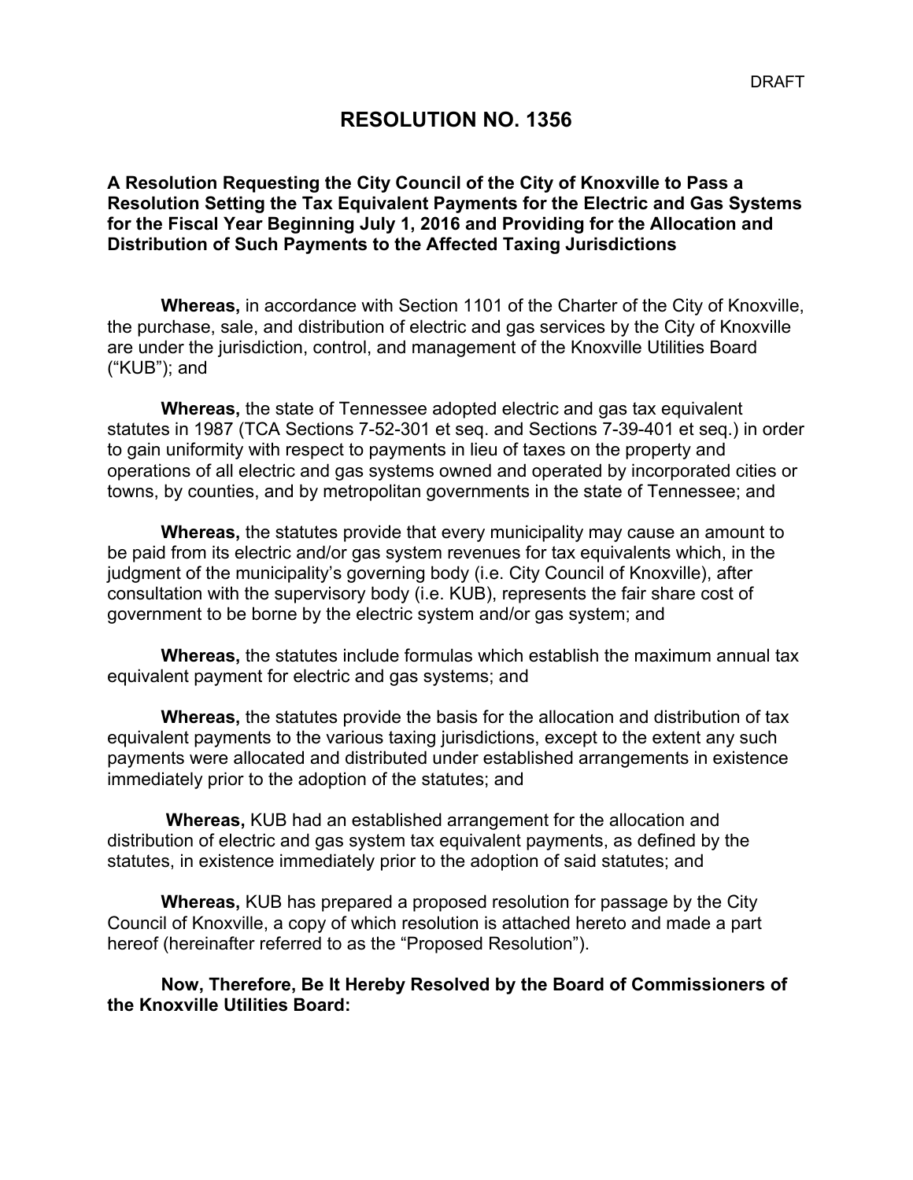DRAFT

# RESOLUTION NO. 1356

**A Resolution Requesting the City Council of the City of Knoxville to Pass a Resolution Setting the Tax Equivalent Payments for the Electric and Gas Systems for the Fiscal Year Beginning July 1, 2016 and Providing for the Allocation and Distribution of Such Payments to the Affected Taxing Jurisdictions**

**Whereas,** in accordance with Section 1101 of the Charter of the City of Knoxville, the purchase, sale, and distribution of electric and gas services by the City of Knoxville are under the jurisdiction, control, and management of the Knoxville Utilities Board ("KUB"); and

**Whereas,** the state of Tennessee adopted electric and gas tax equivalent statutes in 1987 (TCA Sections 7-52-301 et seq. and Sections 7-39-401 et seq.) in order to gain uniformity with respect to payments in lieu of taxes on the property and operations of all electric and gas systems owned and operated by incorporated cities or towns, by counties, and by metropolitan governments in the state of Tennessee; and

**Whereas,** the statutes provide that every municipality may cause an amount to be paid from its electric and/or gas system revenues for tax equivalents which, in the judgment of the municipality's governing body (i.e. City Council of Knoxville), after consultation with the supervisory body (i.e. KUB), represents the fair share cost of government to be borne by the electric system and/or gas system; and

**Whereas,** the statutes include formulas which establish the maximum annual tax equivalent payment for electric and gas systems; and

**Whereas,** the statutes provide the basis for the allocation and distribution of tax equivalent payments to the various taxing jurisdictions, except to the extent any such payments were allocated and distributed under established arrangements in existence immediately prior to the adoption of the statutes; and

**Whereas,** KUB had an established arrangement for the allocation and distribution of electric and gas system tax equivalent payments, as defined by the statutes, in existence immediately prior to the adoption of said statutes; and

**Whereas,** KUB has prepared a proposed resolution for passage by the City Council of Knoxville, a copy of which resolution is attached hereto and made a part hereof (hereinafter referred to as the "Proposed Resolution").

**Now, Therefore, Be It Hereby Resolved by the Board of Commissioners of the Knoxville Utilities Board:**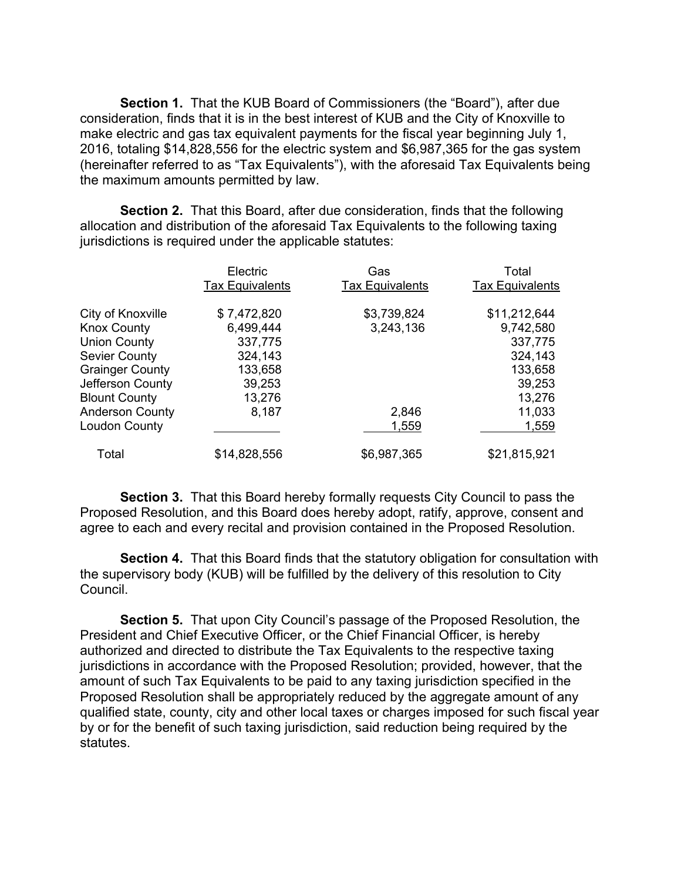**Section 1.** That the KUB Board of Commissioners (the "Board"), after due consideration, finds that it is in the best interest of KUB and the City of Knoxville to make electric and gas tax equivalent payments for the fiscal year beginning July 1, 2016, totaling $14,828,556 for the electric system and $6,987,365 for the gas system (hereinafter referred to as "Tax Equivalents"), with the aforesaid Tax Equivalents being the maximum amounts permitted by law.

**Section 2.** That this Board, after due consideration, finds that the following allocation and distribution of the aforesaid Tax Equivalents to the following taxing jurisdictions is required under the applicable statutes:

| | Electric Tax Equivalents | Gas Tax Equivalents | Total Tax Equivalents |
|---|---|---|---|
| City of Knoxville | $ 7,472,820 | $3,739,824 | $11,212,644 |
| Knox County | 6,499,444 | 3,243,136 | 9,742,580 |
| Union County | 337,775 | | 337,775 |
| Sevier County | 324,143 | | 324,143 |
| Grainger County | 133,658 | | 133,658 |
| Jefferson County | 39,253 | | 39,253 |
| Blount County | 13,276 | | 13,276 |
| Anderson County | 8,187 | 2,846 | 11,033 |
| Loudon County | | 1,559 | 1,559 |
| Total | $14,828,556 | $6,987,365 | $21,815,921 |

**Section 3.** That this Board hereby formally requests City Council to pass the Proposed Resolution, and this Board does hereby adopt, ratify, approve, consent and agree to each and every recital and provision contained in the Proposed Resolution.

**Section 4.** That this Board finds that the statutory obligation for consultation with the supervisory body (KUB) will be fulfilled by the delivery of this resolution to City Council.

**Section 5.** That upon City Council's passage of the Proposed Resolution, the President and Chief Executive Officer, or the Chief Financial Officer, is hereby authorized and directed to distribute the Tax Equivalents to the respective taxing jurisdictions in accordance with the Proposed Resolution; provided, however, that the amount of such Tax Equivalents to be paid to any taxing jurisdiction specified in the Proposed Resolution shall be appropriately reduced by the aggregate amount of any qualified state, county, city and other local taxes or charges imposed for such fiscal year by or for the benefit of such taxing jurisdiction, said reduction being required by the statutes.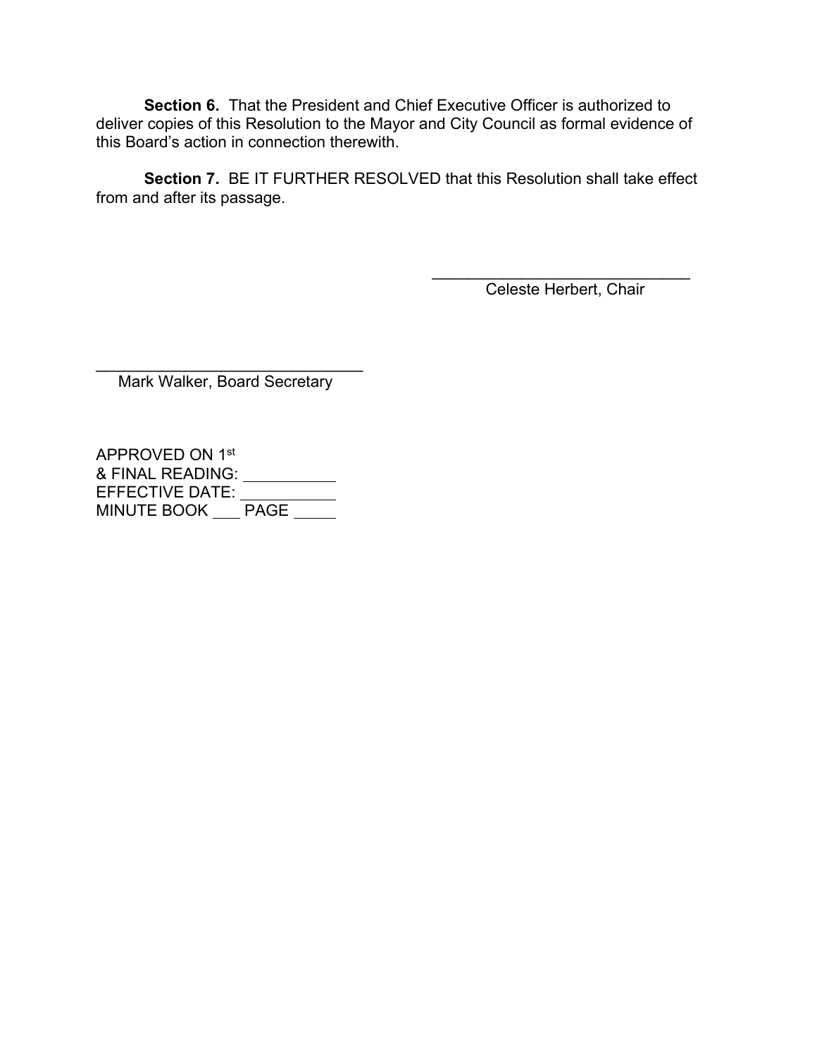**Section 6.** That the President and Chief Executive Officer is authorized to deliver copies of this Resolution to the Mayor and City Council as formal evidence of this Board's action in connection therewith.

**Section 7.** BE IT FURTHER RESOLVED that this Resolution shall take effect from and after its passage.

______________________________
Celeste Herbert, Chair

______________________________
Mark Walker, Board Secretary

APPROVED ON 1st
& FINAL READING: __________
EFFECTIVE DATE: __________
MINUTE BOOK ___ PAGE _____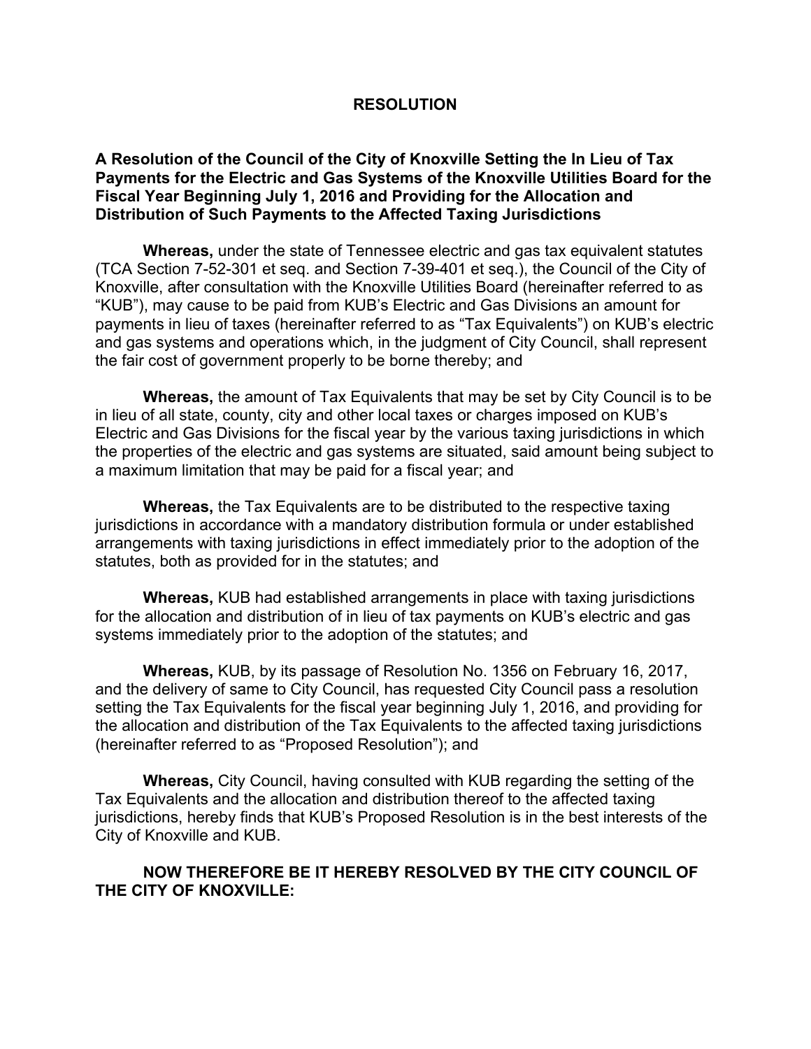# RESOLUTION

**A Resolution of the Council of the City of Knoxville Setting the In Lieu of Tax Payments for the Electric and Gas Systems of the Knoxville Utilities Board for the Fiscal Year Beginning July 1, 2016 and Providing for the Allocation and Distribution of Such Payments to the Affected Taxing Jurisdictions**

**Whereas,** under the state of Tennessee electric and gas tax equivalent statutes (TCA Section 7-52-301 et seq. and Section 7-39-401 et seq.), the Council of the City of Knoxville, after consultation with the Knoxville Utilities Board (hereinafter referred to as "KUB"), may cause to be paid from KUB's Electric and Gas Divisions an amount for payments in lieu of taxes (hereinafter referred to as "Tax Equivalents") on KUB's electric and gas systems and operations which, in the judgment of City Council, shall represent the fair cost of government properly to be borne thereby; and

**Whereas,** the amount of Tax Equivalents that may be set by City Council is to be in lieu of all state, county, city and other local taxes or charges imposed on KUB's Electric and Gas Divisions for the fiscal year by the various taxing jurisdictions in which the properties of the electric and gas systems are situated, said amount being subject to a maximum limitation that may be paid for a fiscal year; and

**Whereas,** the Tax Equivalents are to be distributed to the respective taxing jurisdictions in accordance with a mandatory distribution formula or under established arrangements with taxing jurisdictions in effect immediately prior to the adoption of the statutes, both as provided for in the statutes; and

**Whereas,** KUB had established arrangements in place with taxing jurisdictions for the allocation and distribution of in lieu of tax payments on KUB's electric and gas systems immediately prior to the adoption of the statutes; and

**Whereas,** KUB, by its passage of Resolution No. 1356 on February 16, 2017, and the delivery of same to City Council, has requested City Council pass a resolution setting the Tax Equivalents for the fiscal year beginning July 1, 2016, and providing for the allocation and distribution of the Tax Equivalents to the affected taxing jurisdictions (hereinafter referred to as "Proposed Resolution"); and

**Whereas,** City Council, having consulted with KUB regarding the setting of the Tax Equivalents and the allocation and distribution thereof to the affected taxing jurisdictions, hereby finds that KUB's Proposed Resolution is in the best interests of the City of Knoxville and KUB.

**NOW THEREFORE BE IT HEREBY RESOLVED BY THE CITY COUNCIL OF THE CITY OF KNOXVILLE:**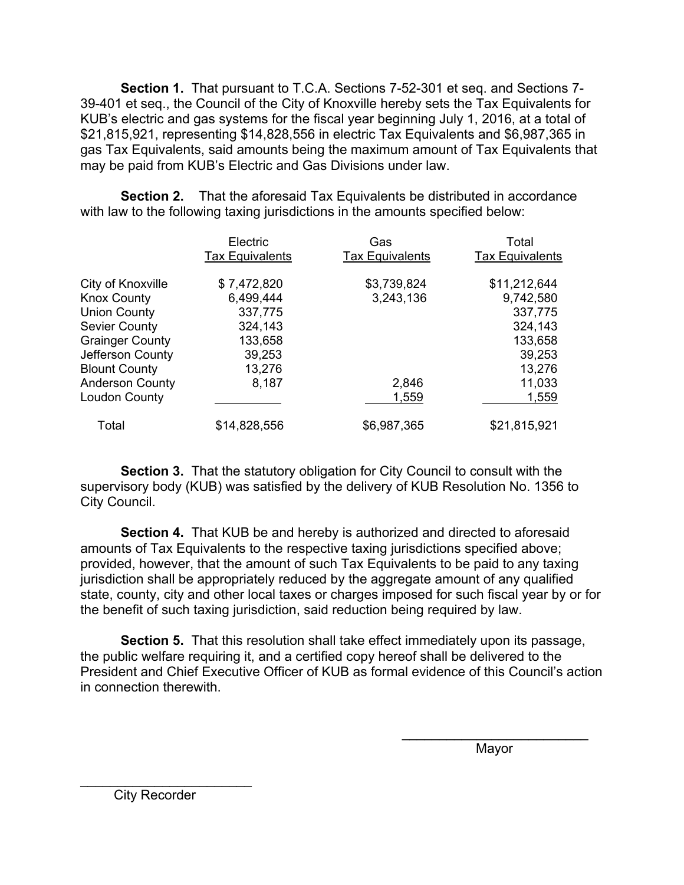**Section 1.** That pursuant to T.C.A. Sections 7-52-301 et seq. and Sections 7-39-401 et seq., the Council of the City of Knoxville hereby sets the Tax Equivalents for KUB's electric and gas systems for the fiscal year beginning July 1, 2016, at a total of $21,815,921, representing $14,828,556 in electric Tax Equivalents and $6,987,365 in gas Tax Equivalents, said amounts being the maximum amount of Tax Equivalents that may be paid from KUB's Electric and Gas Divisions under law.

**Section 2.** That the aforesaid Tax Equivalents be distributed in accordance with law to the following taxing jurisdictions in the amounts specified below:

| | Electric Tax Equivalents | Gas Tax Equivalents | Total Tax Equivalents |
|---|---|---|---|
| City of Knoxville | $ 7,472,820 | $3,739,824 | $11,212,644 |
| Knox County | 6,499,444 | 3,243,136 | 9,742,580 |
| Union County | 337,775 | | 337,775 |
| Sevier County | 324,143 | | 324,143 |
| Grainger County | 133,658 | | 133,658 |
| Jefferson County | 39,253 | | 39,253 |
| Blount County | 13,276 | | 13,276 |
| Anderson County | 8,187 | 2,846 | 11,033 |
| Loudon County | | 1,559 | 1,559 |
| Total | $14,828,556 | $6,987,365 | $21,815,921 |

**Section 3.** That the statutory obligation for City Council to consult with the supervisory body (KUB) was satisfied by the delivery of KUB Resolution No. 1356 to City Council.

**Section 4.** That KUB be and hereby is authorized and directed to aforesaid amounts of Tax Equivalents to the respective taxing jurisdictions specified above; provided, however, that the amount of such Tax Equivalents to be paid to any taxing jurisdiction shall be appropriately reduced by the aggregate amount of any qualified state, county, city and other local taxes or charges imposed for such fiscal year by or for the benefit of such taxing jurisdiction, said reduction being required by law.

**Section 5.** That this resolution shall take effect immediately upon its passage, the public welfare requiring it, and a certified copy hereof shall be delivered to the President and Chief Executive Officer of KUB as formal evidence of this Council's action in connection therewith.

\_\_\_\_\_\_\_\_\_\_\_\_\_\_\_\_\_\_\_\_\_\_\_\_\_
Mayor

\_\_\_\_\_\_\_\_\_\_\_\_\_\_\_\_\_\_\_\_\_\_\_\_\_
City Recorder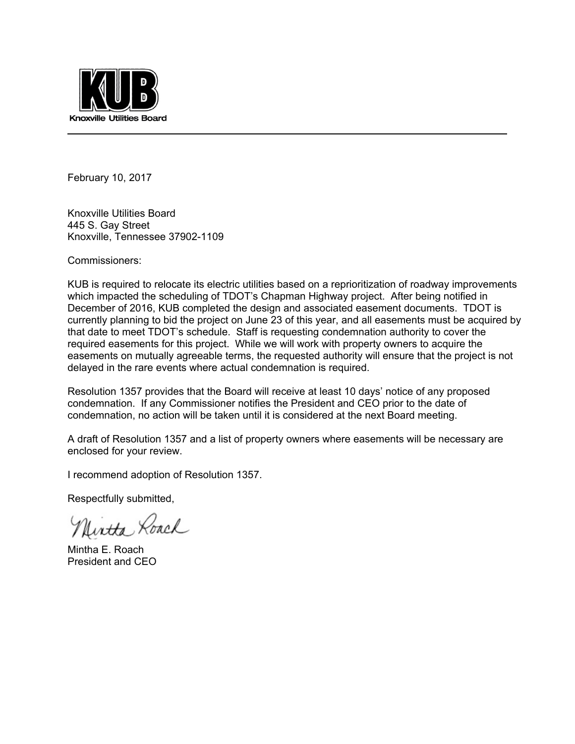**KUB**

Knoxville Utilities Board

---

February 10, 2017

Knoxville Utilities Board
445 S. Gay Street
Knoxville, Tennessee 37902-1109

Commissioners:

KUB is required to relocate its electric utilities based on a reprioritization of roadway improvements which impacted the scheduling of TDOT's Chapman Highway project. After being notified in December of 2016, KUB completed the design and associated easement documents. TDOT is currently planning to bid the project on June 23 of this year, and all easements must be acquired by that date to meet TDOT's schedule. Staff is requesting condemnation authority to cover the required easements for this project. While we will work with property owners to acquire the easements on mutually agreeable terms, the requested authority will ensure that the project is not delayed in the rare events where actual condemnation is required.

Resolution 1357 provides that the Board will receive at least 10 days' notice of any proposed condemnation. If any Commissioner notifies the President and CEO prior to the date of condemnation, no action will be taken until it is considered at the next Board meeting.

A draft of Resolution 1357 and a list of property owners where easements will be necessary are enclosed for your review.

I recommend adoption of Resolution 1357.

Respectfully submitted,

Mintha Roach

Mintha E. Roach
President and CEO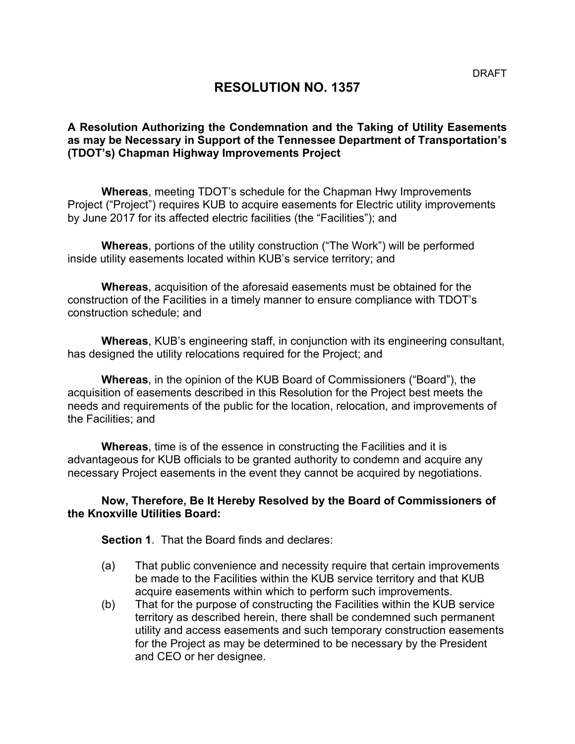DRAFT

# RESOLUTION NO. 1357

**A Resolution Authorizing the Condemnation and the Taking of Utility Easements as may be Necessary in Support of the Tennessee Department of Transportation's (TDOT's) Chapman Highway Improvements Project**

**Whereas**, meeting TDOT's schedule for the Chapman Hwy Improvements Project ("Project") requires KUB to acquire easements for Electric utility improvements by June 2017 for its affected electric facilities (the "Facilities"); and

**Whereas**, portions of the utility construction ("The Work") will be performed inside utility easements located within KUB's service territory; and

**Whereas**, acquisition of the aforesaid easements must be obtained for the construction of the Facilities in a timely manner to ensure compliance with TDOT's construction schedule; and

**Whereas**, KUB's engineering staff, in conjunction with its engineering consultant, has designed the utility relocations required for the Project; and

**Whereas**, in the opinion of the KUB Board of Commissioners ("Board"), the acquisition of easements described in this Resolution for the Project best meets the needs and requirements of the public for the location, relocation, and improvements of the Facilities; and

**Whereas**, time is of the essence in constructing the Facilities and it is advantageous for KUB officials to be granted authority to condemn and acquire any necessary Project easements in the event they cannot be acquired by negotiations.

**Now, Therefore, Be It Hereby Resolved by the Board of Commissioners of the Knoxville Utilities Board:**

**Section 1**. That the Board finds and declares:

(a) That public convenience and necessity require that certain improvements be made to the Facilities within the KUB service territory and that KUB acquire easements within which to perform such improvements.

(b) That for the purpose of constructing the Facilities within the KUB service territory as described herein, there shall be condemned such permanent utility and access easements and such temporary construction easements for the Project as may be determined to be necessary by the President and CEO or her designee.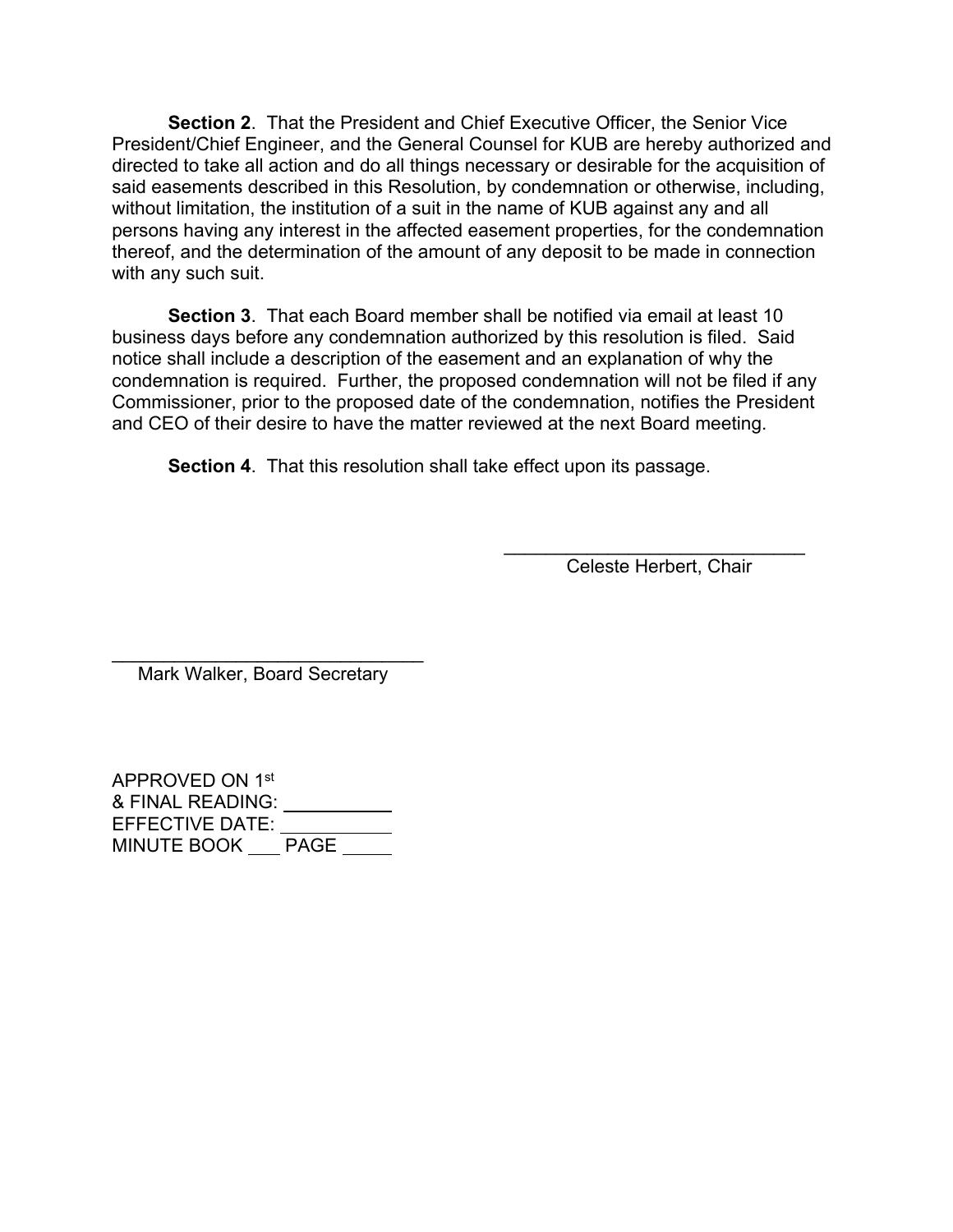**Section 2**. That the President and Chief Executive Officer, the Senior Vice President/Chief Engineer, and the General Counsel for KUB are hereby authorized and directed to take all action and do all things necessary or desirable for the acquisition of said easements described in this Resolution, by condemnation or otherwise, including, without limitation, the institution of a suit in the name of KUB against any and all persons having any interest in the affected easement properties, for the condemnation thereof, and the determination of the amount of any deposit to be made in connection with any such suit.

**Section 3**. That each Board member shall be notified via email at least 10 business days before any condemnation authorized by this resolution is filed. Said notice shall include a description of the easement and an explanation of why the condemnation is required. Further, the proposed condemnation will not be filed if any Commissioner, prior to the proposed date of the condemnation, notifies the President and CEO of their desire to have the matter reviewed at the next Board meeting.

**Section 4**. That this resolution shall take effect upon its passage.

______________________________
Celeste Herbert, Chair

______________________________
Mark Walker, Board Secretary

APPROVED ON 1st
& FINAL READING: __________
EFFECTIVE DATE: __________
MINUTE BOOK ___ PAGE _____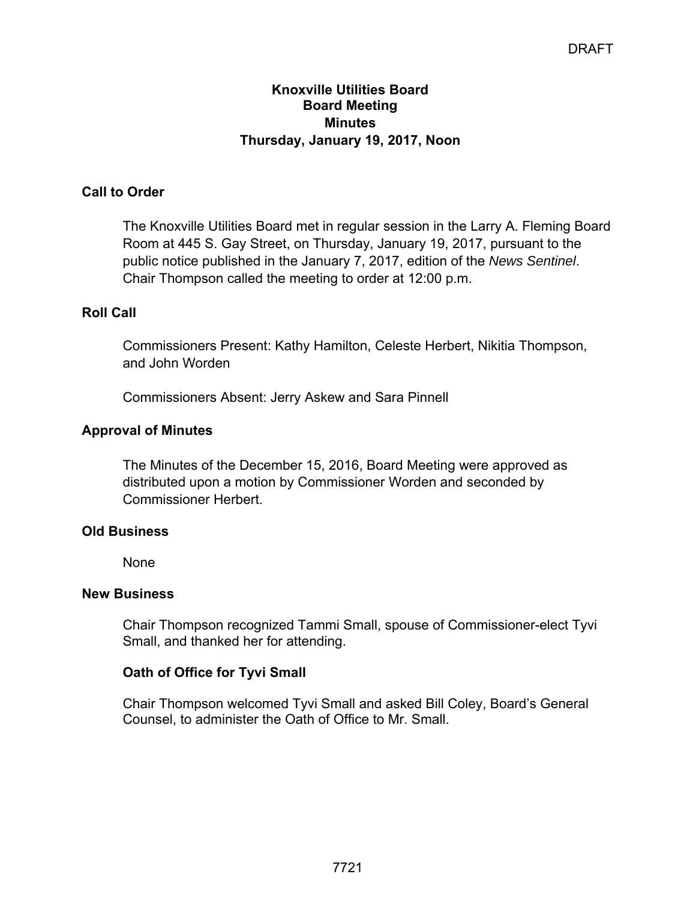DRAFT

**Knoxville Utilities Board**
**Board Meeting**
**Minutes**
**Thursday, January 19, 2017, Noon**

## Call to Order

The Knoxville Utilities Board met in regular session in the Larry A. Fleming Board Room at 445 S. Gay Street, on Thursday, January 19, 2017, pursuant to the public notice published in the January 7, 2017, edition of the *News Sentinel*. Chair Thompson called the meeting to order at 12:00 p.m.

## Roll Call

Commissioners Present: Kathy Hamilton, Celeste Herbert, Nikitia Thompson, and John Worden

Commissioners Absent: Jerry Askew and Sara Pinnell

## Approval of Minutes

The Minutes of the December 15, 2016, Board Meeting were approved as distributed upon a motion by Commissioner Worden and seconded by Commissioner Herbert.

## Old Business

None

## New Business

Chair Thompson recognized Tammi Small, spouse of Commissioner-elect Tyvi Small, and thanked her for attending.

### Oath of Office for Tyvi Small

Chair Thompson welcomed Tyvi Small and asked Bill Coley, Board's General Counsel, to administer the Oath of Office to Mr. Small.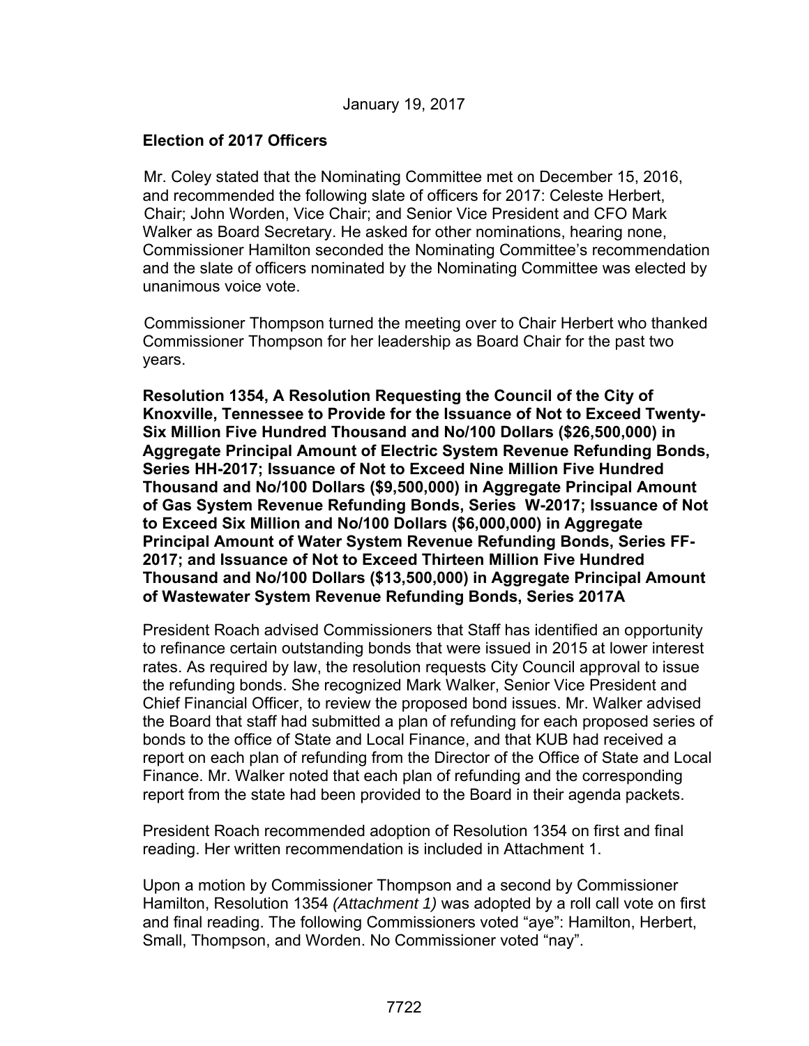January 19, 2017

**Election of 2017 Officers**

Mr. Coley stated that the Nominating Committee met on December 15, 2016, and recommended the following slate of officers for 2017: Celeste Herbert, Chair; John Worden, Vice Chair; and Senior Vice President and CFO Mark Walker as Board Secretary. He asked for other nominations, hearing none, Commissioner Hamilton seconded the Nominating Committee's recommendation and the slate of officers nominated by the Nominating Committee was elected by unanimous voice vote.

Commissioner Thompson turned the meeting over to Chair Herbert who thanked Commissioner Thompson for her leadership as Board Chair for the past two years.

**Resolution 1354, A Resolution Requesting the Council of the City of Knoxville, Tennessee to Provide for the Issuance of Not to Exceed Twenty-Six Million Five Hundred Thousand and No/100 Dollars ($26,500,000) in Aggregate Principal Amount of Electric System Revenue Refunding Bonds, Series HH-2017; Issuance of Not to Exceed Nine Million Five Hundred Thousand and No/100 Dollars ($9,500,000) in Aggregate Principal Amount of Gas System Revenue Refunding Bonds, Series W-2017; Issuance of Not to Exceed Six Million and No/100 Dollars ($6,000,000) in Aggregate Principal Amount of Water System Revenue Refunding Bonds, Series FF-2017; and Issuance of Not to Exceed Thirteen Million Five Hundred Thousand and No/100 Dollars ($13,500,000) in Aggregate Principal Amount of Wastewater System Revenue Refunding Bonds, Series 2017A**

President Roach advised Commissioners that Staff has identified an opportunity to refinance certain outstanding bonds that were issued in 2015 at lower interest rates. As required by law, the resolution requests City Council approval to issue the refunding bonds. She recognized Mark Walker, Senior Vice President and Chief Financial Officer, to review the proposed bond issues. Mr. Walker advised the Board that staff had submitted a plan of refunding for each proposed series of bonds to the office of State and Local Finance, and that KUB had received a report on each plan of refunding from the Director of the Office of State and Local Finance. Mr. Walker noted that each plan of refunding and the corresponding report from the state had been provided to the Board in their agenda packets.

President Roach recommended adoption of Resolution 1354 on first and final reading. Her written recommendation is included in Attachment 1.

Upon a motion by Commissioner Thompson and a second by Commissioner Hamilton, Resolution 1354 *(Attachment 1)* was adopted by a roll call vote on first and final reading. The following Commissioners voted "aye": Hamilton, Herbert, Small, Thompson, and Worden. No Commissioner voted "nay".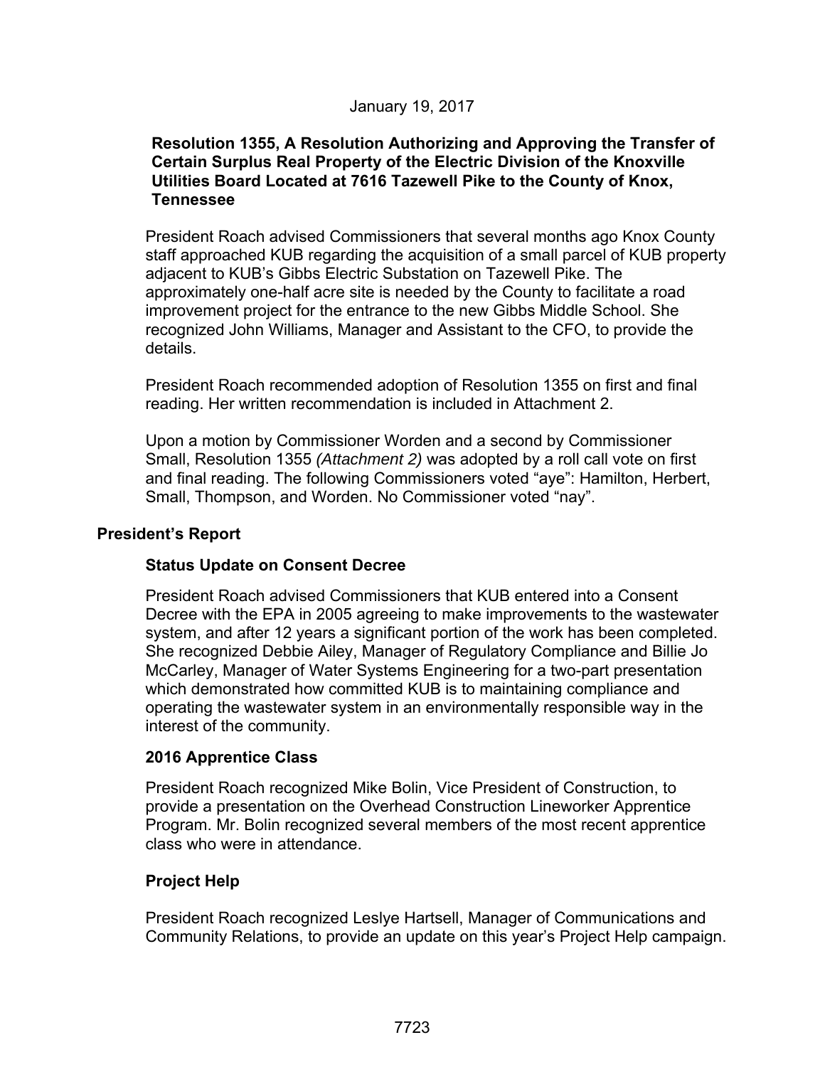January 19, 2017

**Resolution 1355, A Resolution Authorizing and Approving the Transfer of Certain Surplus Real Property of the Electric Division of the Knoxville Utilities Board Located at 7616 Tazewell Pike to the County of Knox, Tennessee**

President Roach advised Commissioners that several months ago Knox County staff approached KUB regarding the acquisition of a small parcel of KUB property adjacent to KUB's Gibbs Electric Substation on Tazewell Pike. The approximately one-half acre site is needed by the County to facilitate a road improvement project for the entrance to the new Gibbs Middle School. She recognized John Williams, Manager and Assistant to the CFO, to provide the details.

President Roach recommended adoption of Resolution 1355 on first and final reading. Her written recommendation is included in Attachment 2.

Upon a motion by Commissioner Worden and a second by Commissioner Small, Resolution 1355 *(Attachment 2)* was adopted by a roll call vote on first and final reading. The following Commissioners voted "aye": Hamilton, Herbert, Small, Thompson, and Worden. No Commissioner voted "nay".

## President's Report

### Status Update on Consent Decree

President Roach advised Commissioners that KUB entered into a Consent Decree with the EPA in 2005 agreeing to make improvements to the wastewater system, and after 12 years a significant portion of the work has been completed. She recognized Debbie Ailey, Manager of Regulatory Compliance and Billie Jo McCarley, Manager of Water Systems Engineering for a two-part presentation which demonstrated how committed KUB is to maintaining compliance and operating the wastewater system in an environmentally responsible way in the interest of the community.

### 2016 Apprentice Class

President Roach recognized Mike Bolin, Vice President of Construction, to provide a presentation on the Overhead Construction Lineworker Apprentice Program. Mr. Bolin recognized several members of the most recent apprentice class who were in attendance.

### Project Help

President Roach recognized Leslye Hartsell, Manager of Communications and Community Relations, to provide an update on this year's Project Help campaign.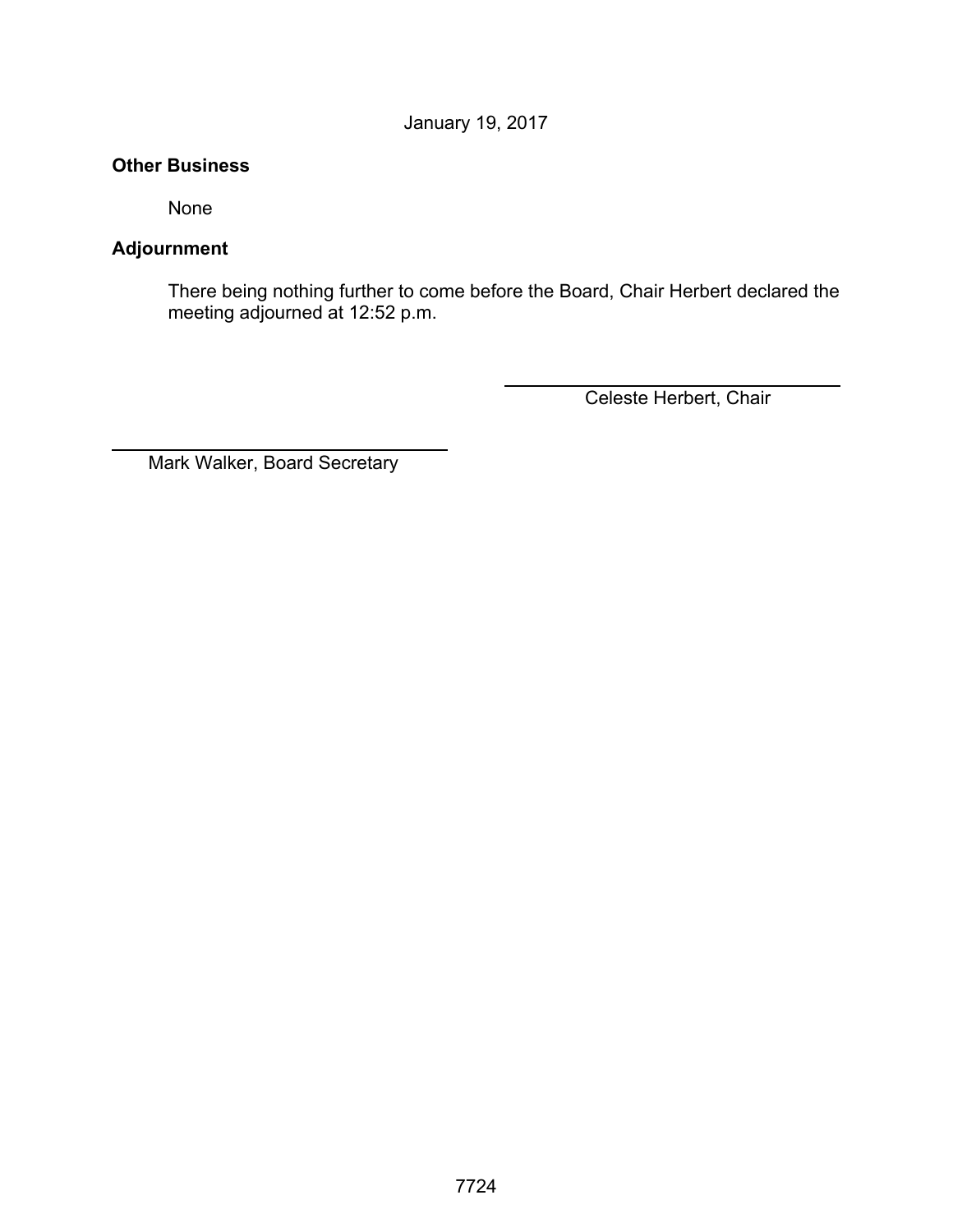January 19, 2017

**Other Business**

None

**Adjournment**

There being nothing further to come before the Board, Chair Herbert declared the meeting adjourned at 12:52 p.m.

\_\_\_\_\_\_\_\_\_\_\_\_\_\_\_\_\_\_\_\_\_\_\_\_\_\_\_\_\_\_
Celeste Herbert, Chair

\_\_\_\_\_\_\_\_\_\_\_\_\_\_\_\_\_\_\_\_\_\_\_\_\_\_\_\_\_\_
Mark Walker, Board Secretary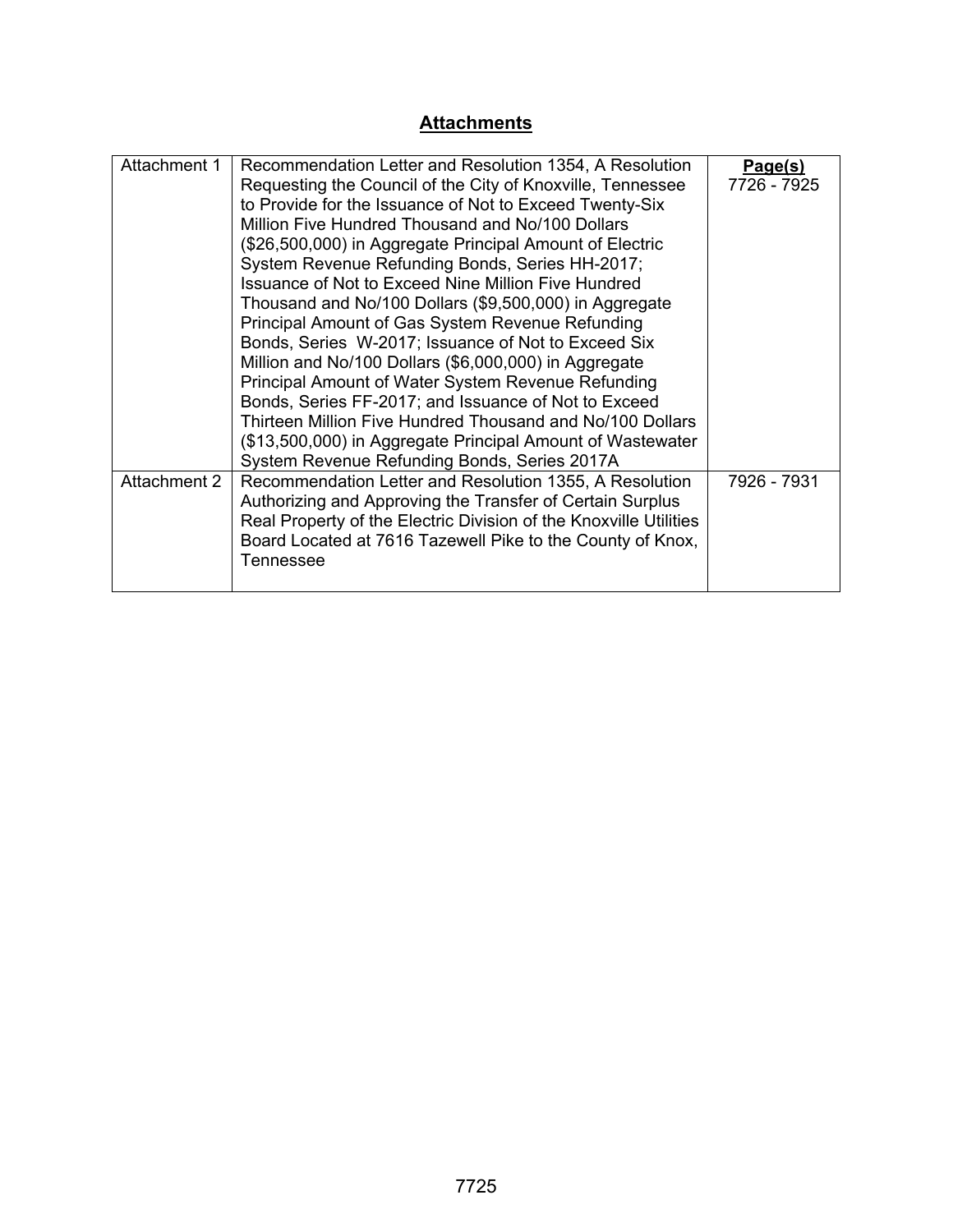## Attachments

| | | Page(s) |
|---|---|---|
| Attachment 1 | Recommendation Letter and Resolution 1354, A Resolution Requesting the Council of the City of Knoxville, Tennessee to Provide for the Issuance of Not to Exceed Twenty-Six Million Five Hundred Thousand and No/100 Dollars ($26,500,000) in Aggregate Principal Amount of Electric System Revenue Refunding Bonds, Series HH-2017; Issuance of Not to Exceed Nine Million Five Hundred Thousand and No/100 Dollars ($9,500,000) in Aggregate Principal Amount of Gas System Revenue Refunding Bonds, Series W-2017; Issuance of Not to Exceed Six Million and No/100 Dollars ($6,000,000) in Aggregate Principal Amount of Water System Revenue Refunding Bonds, Series FF-2017; and Issuance of Not to Exceed Thirteen Million Five Hundred Thousand and No/100 Dollars ($13,500,000) in Aggregate Principal Amount of Wastewater System Revenue Refunding Bonds, Series 2017A | 7726 - 7925 |
| Attachment 2 | Recommendation Letter and Resolution 1355, A Resolution Authorizing and Approving the Transfer of Certain Surplus Real Property of the Electric Division of the Knoxville Utilities Board Located at 7616 Tazewell Pike to the County of Knox, Tennessee | 7926 - 7931 |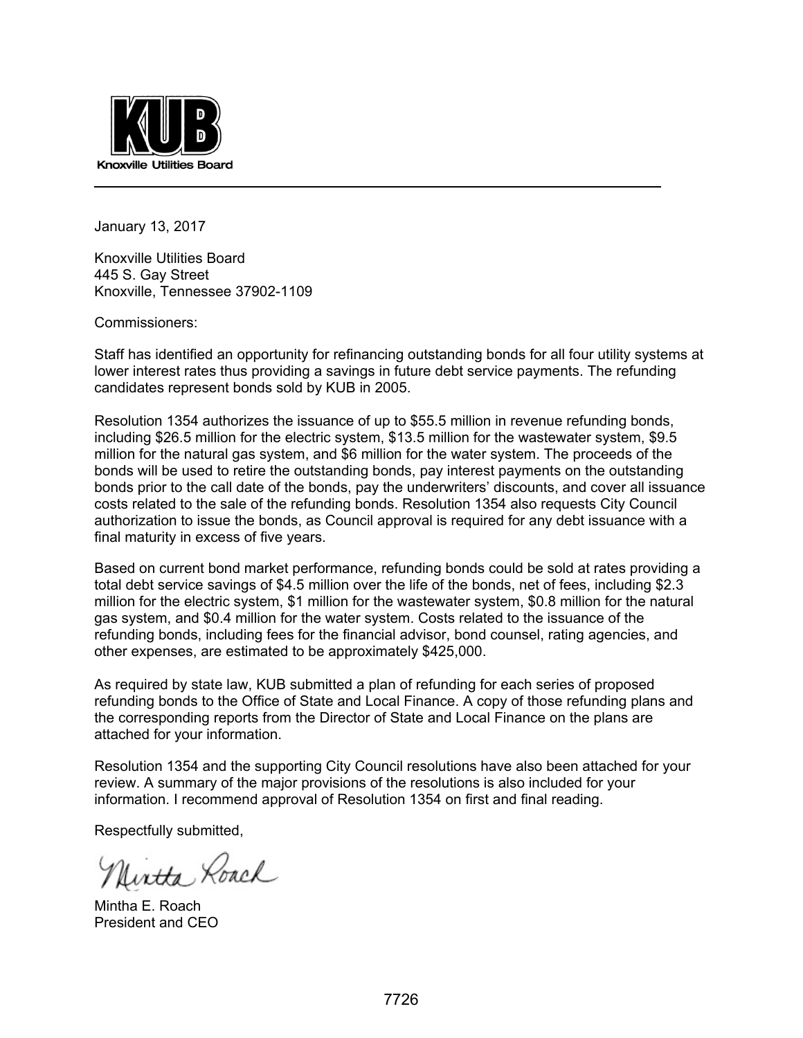**KUB**

Knoxville Utilities Board

---

January 13, 2017

Knoxville Utilities Board
445 S. Gay Street
Knoxville, Tennessee 37902-1109

Commissioners:

Staff has identified an opportunity for refinancing outstanding bonds for all four utility systems at lower interest rates thus providing a savings in future debt service payments. The refunding candidates represent bonds sold by KUB in 2005.

Resolution 1354 authorizes the issuance of up to $55.5 million in revenue refunding bonds, including $26.5 million for the electric system, $13.5 million for the wastewater system, $9.5 million for the natural gas system, and $6 million for the water system. The proceeds of the bonds will be used to retire the outstanding bonds, pay interest payments on the outstanding bonds prior to the call date of the bonds, pay the underwriters' discounts, and cover all issuance costs related to the sale of the refunding bonds. Resolution 1354 also requests City Council authorization to issue the bonds, as Council approval is required for any debt issuance with a final maturity in excess of five years.

Based on current bond market performance, refunding bonds could be sold at rates providing a total debt service savings of $4.5 million over the life of the bonds, net of fees, including $2.3 million for the electric system, $1 million for the wastewater system, $0.8 million for the natural gas system, and $0.4 million for the water system. Costs related to the issuance of the refunding bonds, including fees for the financial advisor, bond counsel, rating agencies, and other expenses, are estimated to be approximately $425,000.

As required by state law, KUB submitted a plan of refunding for each series of proposed refunding bonds to the Office of State and Local Finance. A copy of those refunding plans and the corresponding reports from the Director of State and Local Finance on the plans are attached for your information.

Resolution 1354 and the supporting City Council resolutions have also been attached for your review. A summary of the major provisions of the resolutions is also included for your information. I recommend approval of Resolution 1354 on first and final reading.

Respectfully submitted,

Mintha Roach

Mintha E. Roach
President and CEO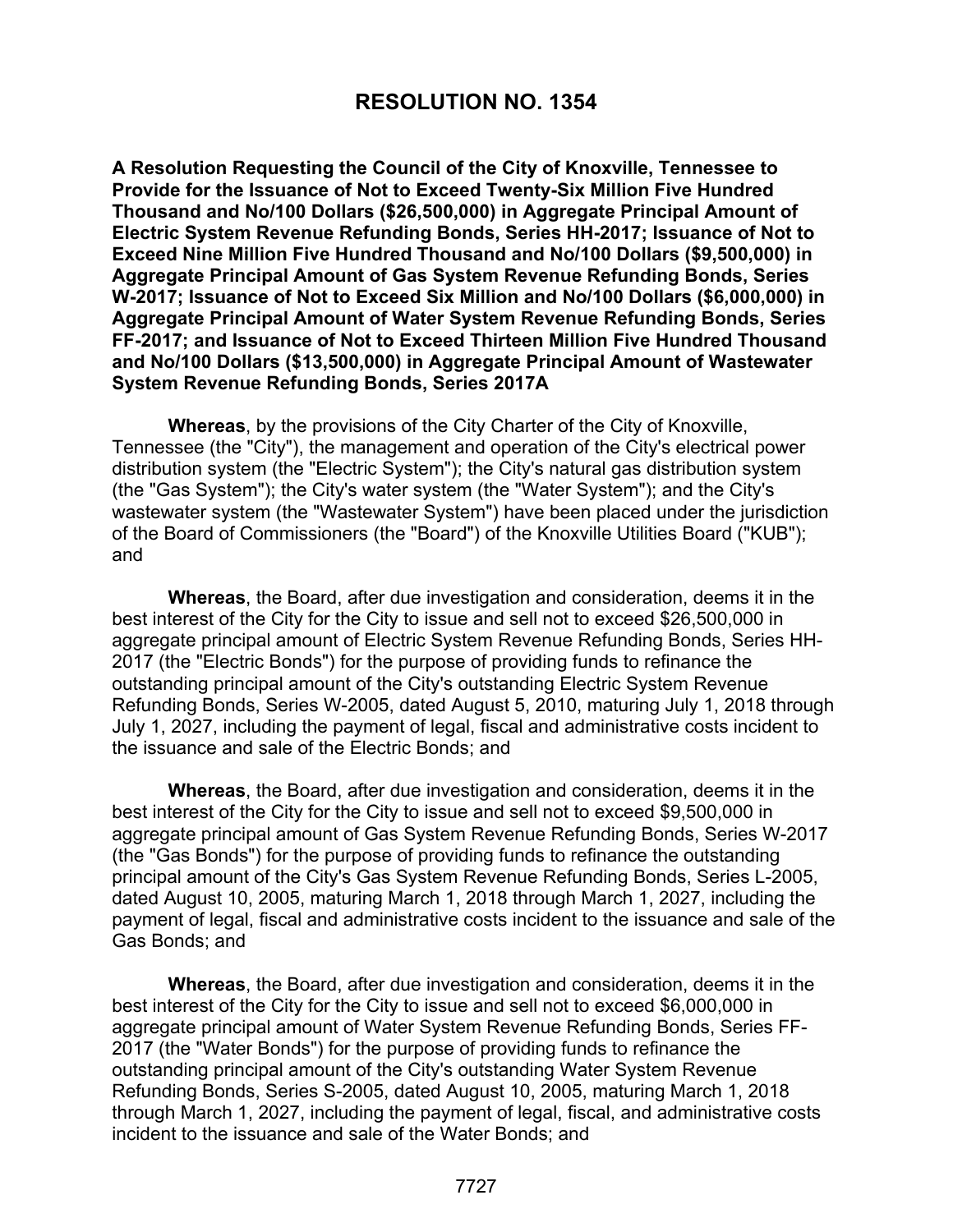# RESOLUTION NO. 1354

**A Resolution Requesting the Council of the City of Knoxville, Tennessee to Provide for the Issuance of Not to Exceed Twenty-Six Million Five Hundred Thousand and No/100 Dollars ($26,500,000) in Aggregate Principal Amount of Electric System Revenue Refunding Bonds, Series HH-2017; Issuance of Not to Exceed Nine Million Five Hundred Thousand and No/100 Dollars ($9,500,000) in Aggregate Principal Amount of Gas System Revenue Refunding Bonds, Series W-2017; Issuance of Not to Exceed Six Million and No/100 Dollars ($6,000,000) in Aggregate Principal Amount of Water System Revenue Refunding Bonds, Series FF-2017; and Issuance of Not to Exceed Thirteen Million Five Hundred Thousand and No/100 Dollars ($13,500,000) in Aggregate Principal Amount of Wastewater System Revenue Refunding Bonds, Series 2017A**

**Whereas**, by the provisions of the City Charter of the City of Knoxville, Tennessee (the "City"), the management and operation of the City's electrical power distribution system (the "Electric System"); the City's natural gas distribution system (the "Gas System"); the City's water system (the "Water System"); and the City's wastewater system (the "Wastewater System") have been placed under the jurisdiction of the Board of Commissioners (the "Board") of the Knoxville Utilities Board ("KUB"); and

**Whereas**, the Board, after due investigation and consideration, deems it in the best interest of the City for the City to issue and sell not to exceed $26,500,000 in aggregate principal amount of Electric System Revenue Refunding Bonds, Series HH-2017 (the "Electric Bonds") for the purpose of providing funds to refinance the outstanding principal amount of the City's outstanding Electric System Revenue Refunding Bonds, Series W-2005, dated August 5, 2010, maturing July 1, 2018 through July 1, 2027, including the payment of legal, fiscal and administrative costs incident to the issuance and sale of the Electric Bonds; and

**Whereas**, the Board, after due investigation and consideration, deems it in the best interest of the City for the City to issue and sell not to exceed $9,500,000 in aggregate principal amount of Gas System Revenue Refunding Bonds, Series W-2017 (the "Gas Bonds") for the purpose of providing funds to refinance the outstanding principal amount of the City's Gas System Revenue Refunding Bonds, Series L-2005, dated August 10, 2005, maturing March 1, 2018 through March 1, 2027, including the payment of legal, fiscal and administrative costs incident to the issuance and sale of the Gas Bonds; and

**Whereas**, the Board, after due investigation and consideration, deems it in the best interest of the City for the City to issue and sell not to exceed $6,000,000 in aggregate principal amount of Water System Revenue Refunding Bonds, Series FF-2017 (the "Water Bonds") for the purpose of providing funds to refinance the outstanding principal amount of the City's outstanding Water System Revenue Refunding Bonds, Series S-2005, dated August 10, 2005, maturing March 1, 2018 through March 1, 2027, including the payment of legal, fiscal, and administrative costs incident to the issuance and sale of the Water Bonds; and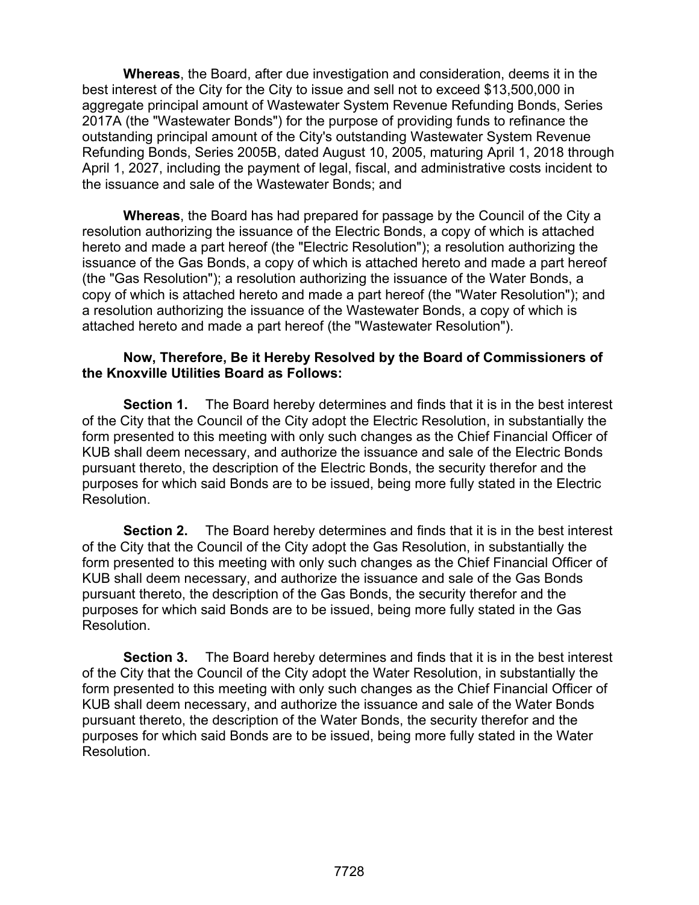**Whereas**, the Board, after due investigation and consideration, deems it in the best interest of the City for the City to issue and sell not to exceed $13,500,000 in aggregate principal amount of Wastewater System Revenue Refunding Bonds, Series 2017A (the "Wastewater Bonds") for the purpose of providing funds to refinance the outstanding principal amount of the City's outstanding Wastewater System Revenue Refunding Bonds, Series 2005B, dated August 10, 2005, maturing April 1, 2018 through April 1, 2027, including the payment of legal, fiscal, and administrative costs incident to the issuance and sale of the Wastewater Bonds; and

**Whereas**, the Board has had prepared for passage by the Council of the City a resolution authorizing the issuance of the Electric Bonds, a copy of which is attached hereto and made a part hereof (the "Electric Resolution"); a resolution authorizing the issuance of the Gas Bonds, a copy of which is attached hereto and made a part hereof (the "Gas Resolution"); a resolution authorizing the issuance of the Water Bonds, a copy of which is attached hereto and made a part hereof (the "Water Resolution"); and a resolution authorizing the issuance of the Wastewater Bonds, a copy of which is attached hereto and made a part hereof (the "Wastewater Resolution").

**Now, Therefore, Be it Hereby Resolved by the Board of Commissioners of the Knoxville Utilities Board as Follows:**

**Section 1.** The Board hereby determines and finds that it is in the best interest of the City that the Council of the City adopt the Electric Resolution, in substantially the form presented to this meeting with only such changes as the Chief Financial Officer of KUB shall deem necessary, and authorize the issuance and sale of the Electric Bonds pursuant thereto, the description of the Electric Bonds, the security therefor and the purposes for which said Bonds are to be issued, being more fully stated in the Electric Resolution.

**Section 2.** The Board hereby determines and finds that it is in the best interest of the City that the Council of the City adopt the Gas Resolution, in substantially the form presented to this meeting with only such changes as the Chief Financial Officer of KUB shall deem necessary, and authorize the issuance and sale of the Gas Bonds pursuant thereto, the description of the Gas Bonds, the security therefor and the purposes for which said Bonds are to be issued, being more fully stated in the Gas Resolution.

**Section 3.** The Board hereby determines and finds that it is in the best interest of the City that the Council of the City adopt the Water Resolution, in substantially the form presented to this meeting with only such changes as the Chief Financial Officer of KUB shall deem necessary, and authorize the issuance and sale of the Water Bonds pursuant thereto, the description of the Water Bonds, the security therefor and the purposes for which said Bonds are to be issued, being more fully stated in the Water Resolution.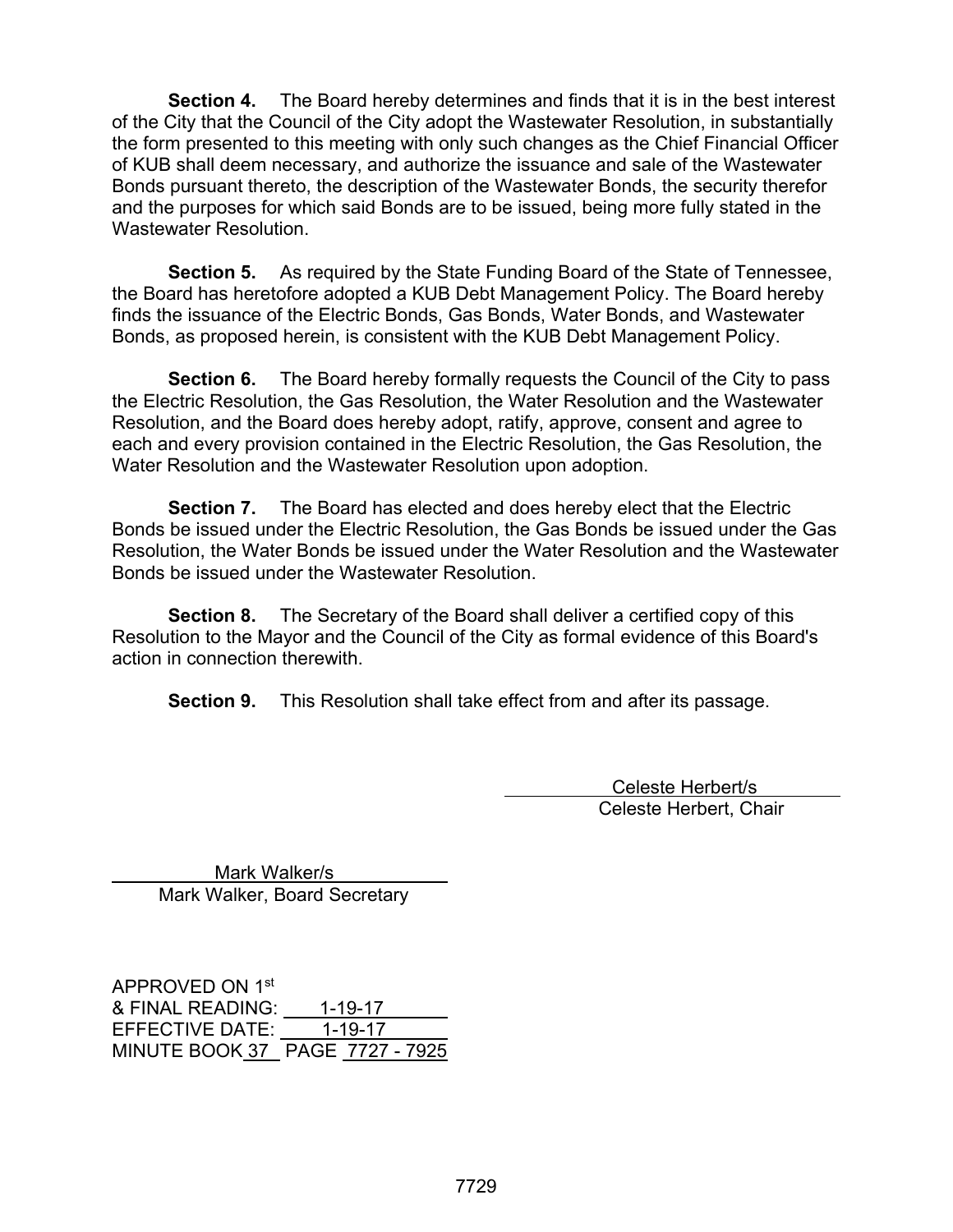**Section 4.** The Board hereby determines and finds that it is in the best interest of the City that the Council of the City adopt the Wastewater Resolution, in substantially the form presented to this meeting with only such changes as the Chief Financial Officer of KUB shall deem necessary, and authorize the issuance and sale of the Wastewater Bonds pursuant thereto, the description of the Wastewater Bonds, the security therefor and the purposes for which said Bonds are to be issued, being more fully stated in the Wastewater Resolution.

**Section 5.** As required by the State Funding Board of the State of Tennessee, the Board has heretofore adopted a KUB Debt Management Policy. The Board hereby finds the issuance of the Electric Bonds, Gas Bonds, Water Bonds, and Wastewater Bonds, as proposed herein, is consistent with the KUB Debt Management Policy.

**Section 6.** The Board hereby formally requests the Council of the City to pass the Electric Resolution, the Gas Resolution, the Water Resolution and the Wastewater Resolution, and the Board does hereby adopt, ratify, approve, consent and agree to each and every provision contained in the Electric Resolution, the Gas Resolution, the Water Resolution and the Wastewater Resolution upon adoption.

**Section 7.** The Board has elected and does hereby elect that the Electric Bonds be issued under the Electric Resolution, the Gas Bonds be issued under the Gas Resolution, the Water Bonds be issued under the Water Resolution and the Wastewater Bonds be issued under the Wastewater Resolution.

**Section 8.** The Secretary of the Board shall deliver a certified copy of this Resolution to the Mayor and the Council of the City as formal evidence of this Board's action in connection therewith.

**Section 9.** This Resolution shall take effect from and after its passage.

Celeste Herbert/s
Celeste Herbert, Chair

Mark Walker/s
Mark Walker, Board Secretary

APPROVED ON 1st
& FINAL READING: 1-19-17
EFFECTIVE DATE: 1-19-17
MINUTE BOOK 37 PAGE 7727 - 7925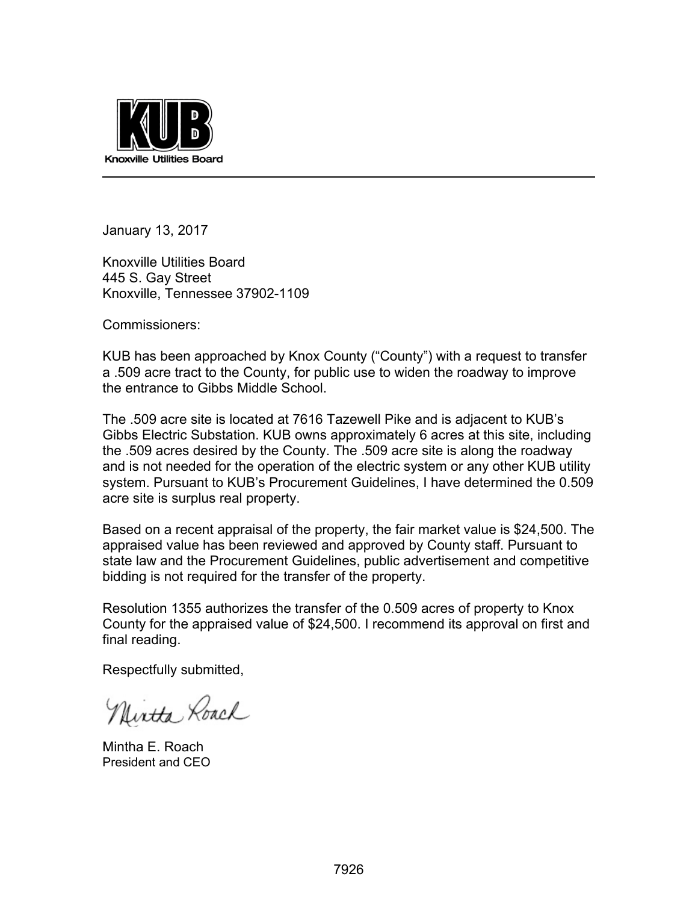**KUB**

**Knoxville Utilities Board**

---

January 13, 2017

Knoxville Utilities Board
445 S. Gay Street
Knoxville, Tennessee 37902-1109

Commissioners:

KUB has been approached by Knox County ("County") with a request to transfer a .509 acre tract to the County, for public use to widen the roadway to improve the entrance to Gibbs Middle School.

The .509 acre site is located at 7616 Tazewell Pike and is adjacent to KUB's Gibbs Electric Substation. KUB owns approximately 6 acres at this site, including the .509 acres desired by the County. The .509 acre site is along the roadway and is not needed for the operation of the electric system or any other KUB utility system. Pursuant to KUB's Procurement Guidelines, I have determined the 0.509 acre site is surplus real property.

Based on a recent appraisal of the property, the fair market value is $24,500. The appraised value has been reviewed and approved by County staff. Pursuant to state law and the Procurement Guidelines, public advertisement and competitive bidding is not required for the transfer of the property.

Resolution 1355 authorizes the transfer of the 0.509 acres of property to Knox County for the appraised value of $24,500. I recommend its approval on first and final reading.

Respectfully submitted,

Mintha Roach

Mintha E. Roach
President and CEO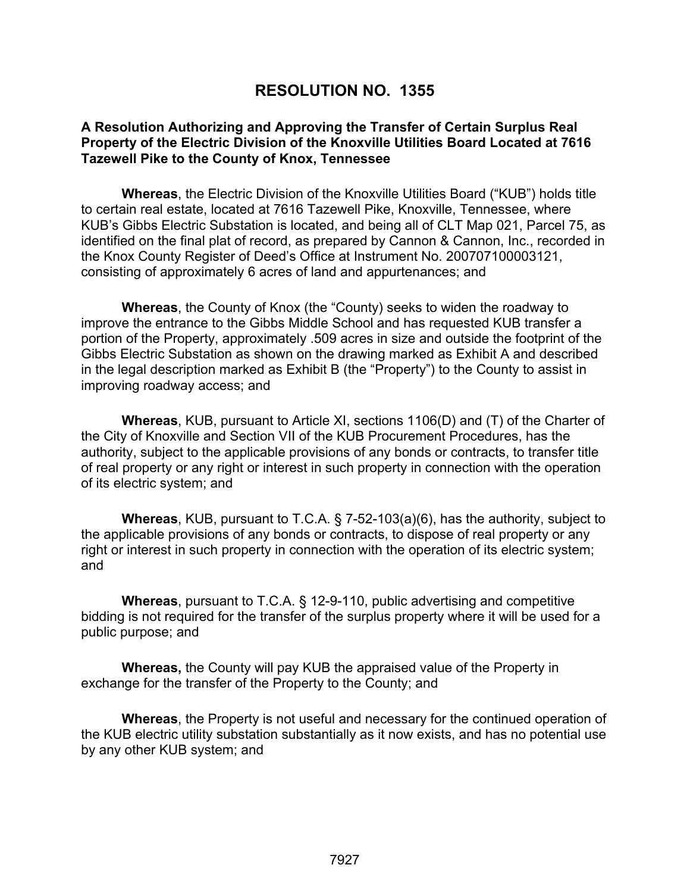# RESOLUTION NO. 1355

**A Resolution Authorizing and Approving the Transfer of Certain Surplus Real Property of the Electric Division of the Knoxville Utilities Board Located at 7616 Tazewell Pike to the County of Knox, Tennessee**

**Whereas**, the Electric Division of the Knoxville Utilities Board ("KUB") holds title to certain real estate, located at 7616 Tazewell Pike, Knoxville, Tennessee, where KUB's Gibbs Electric Substation is located, and being all of CLT Map 021, Parcel 75, as identified on the final plat of record, as prepared by Cannon & Cannon, Inc., recorded in the Knox County Register of Deed's Office at Instrument No. 200707100003121, consisting of approximately 6 acres of land and appurtenances; and

**Whereas**, the County of Knox (the "County) seeks to widen the roadway to improve the entrance to the Gibbs Middle School and has requested KUB transfer a portion of the Property, approximately .509 acres in size and outside the footprint of the Gibbs Electric Substation as shown on the drawing marked as Exhibit A and described in the legal description marked as Exhibit B (the "Property") to the County to assist in improving roadway access; and

**Whereas**, KUB, pursuant to Article XI, sections 1106(D) and (T) of the Charter of the City of Knoxville and Section VII of the KUB Procurement Procedures, has the authority, subject to the applicable provisions of any bonds or contracts, to transfer title of real property or any right or interest in such property in connection with the operation of its electric system; and

**Whereas**, KUB, pursuant to T.C.A. § 7-52-103(a)(6), has the authority, subject to the applicable provisions of any bonds or contracts, to dispose of real property or any right or interest in such property in connection with the operation of its electric system; and

**Whereas**, pursuant to T.C.A. § 12-9-110, public advertising and competitive bidding is not required for the transfer of the surplus property where it will be used for a public purpose; and

**Whereas,** the County will pay KUB the appraised value of the Property in exchange for the transfer of the Property to the County; and

**Whereas**, the Property is not useful and necessary for the continued operation of the KUB electric utility substation substantially as it now exists, and has no potential use by any other KUB system; and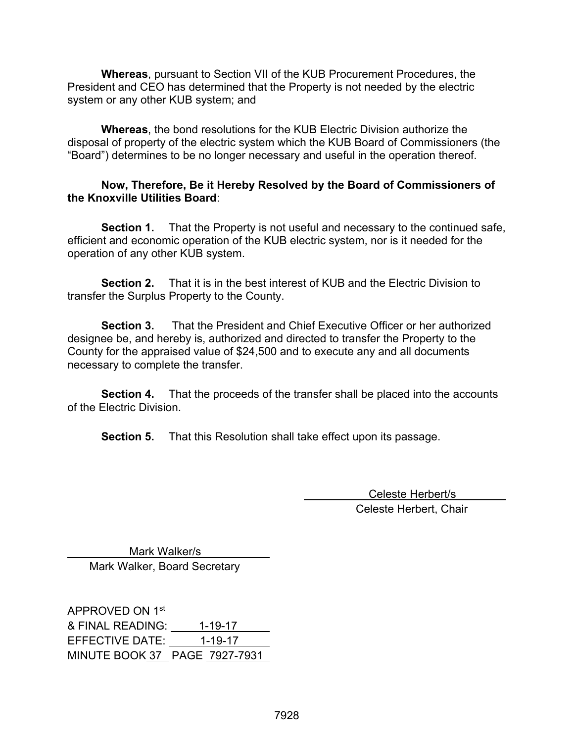**Whereas**, pursuant to Section VII of the KUB Procurement Procedures, the President and CEO has determined that the Property is not needed by the electric system or any other KUB system; and

**Whereas**, the bond resolutions for the KUB Electric Division authorize the disposal of property of the electric system which the KUB Board of Commissioners (the "Board") determines to be no longer necessary and useful in the operation thereof.

**Now, Therefore, Be it Hereby Resolved by the Board of Commissioners of the Knoxville Utilities Board**:

**Section 1.** That the Property is not useful and necessary to the continued safe, efficient and economic operation of the KUB electric system, nor is it needed for the operation of any other KUB system.

**Section 2.** That it is in the best interest of KUB and the Electric Division to transfer the Surplus Property to the County.

**Section 3.** That the President and Chief Executive Officer or her authorized designee be, and hereby is, authorized and directed to transfer the Property to the County for the appraised value of $24,500 and to execute any and all documents necessary to complete the transfer.

**Section 4.** That the proceeds of the transfer shall be placed into the accounts of the Electric Division.

**Section 5.** That this Resolution shall take effect upon its passage.

Celeste Herbert/s
Celeste Herbert, Chair

Mark Walker/s
Mark Walker, Board Secretary

APPROVED ON 1st
& FINAL READING: 1-19-17
EFFECTIVE DATE: 1-19-17
MINUTE BOOK 37 PAGE 7927-7931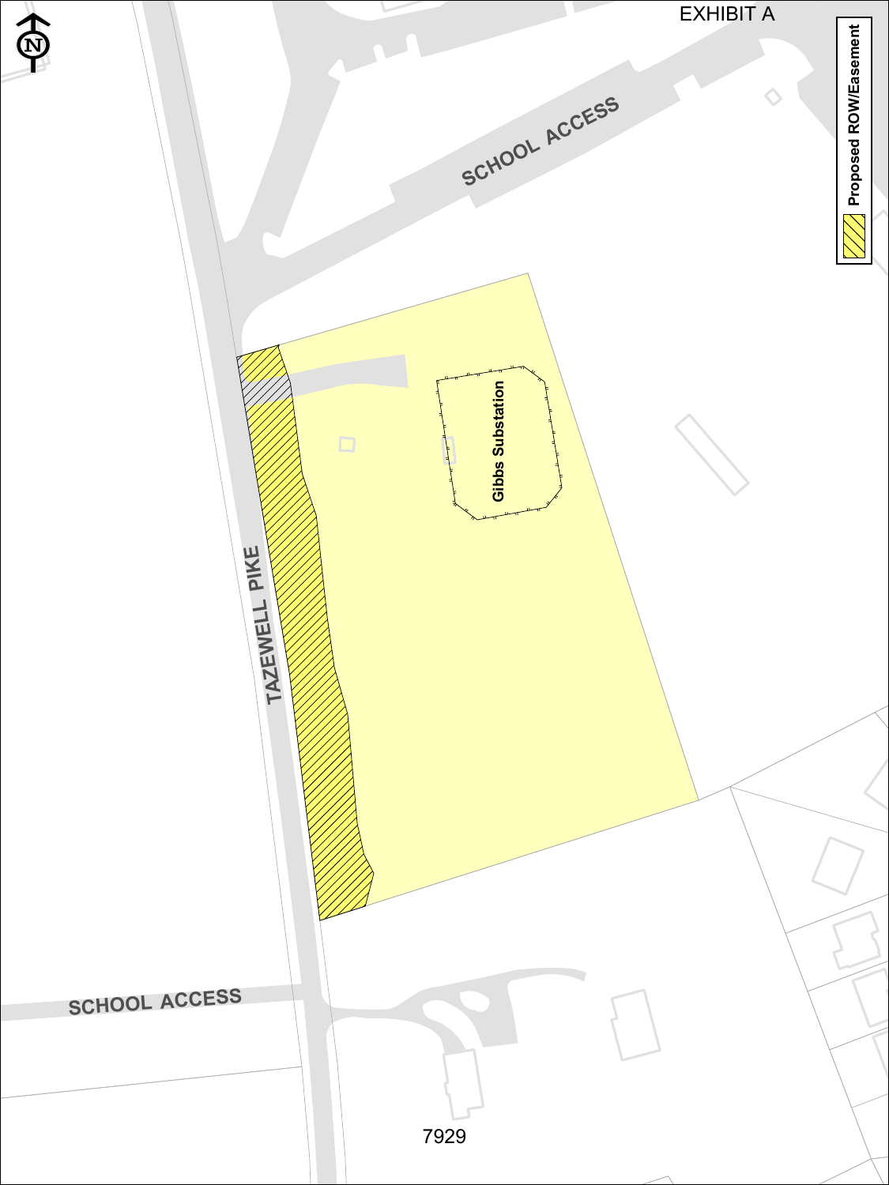EXHIBIT A

Proposed ROW/Easement

SCHOOL ACCESS

Gibbs Substation

TAZEWELL PIKE

SCHOOL ACCESS

7929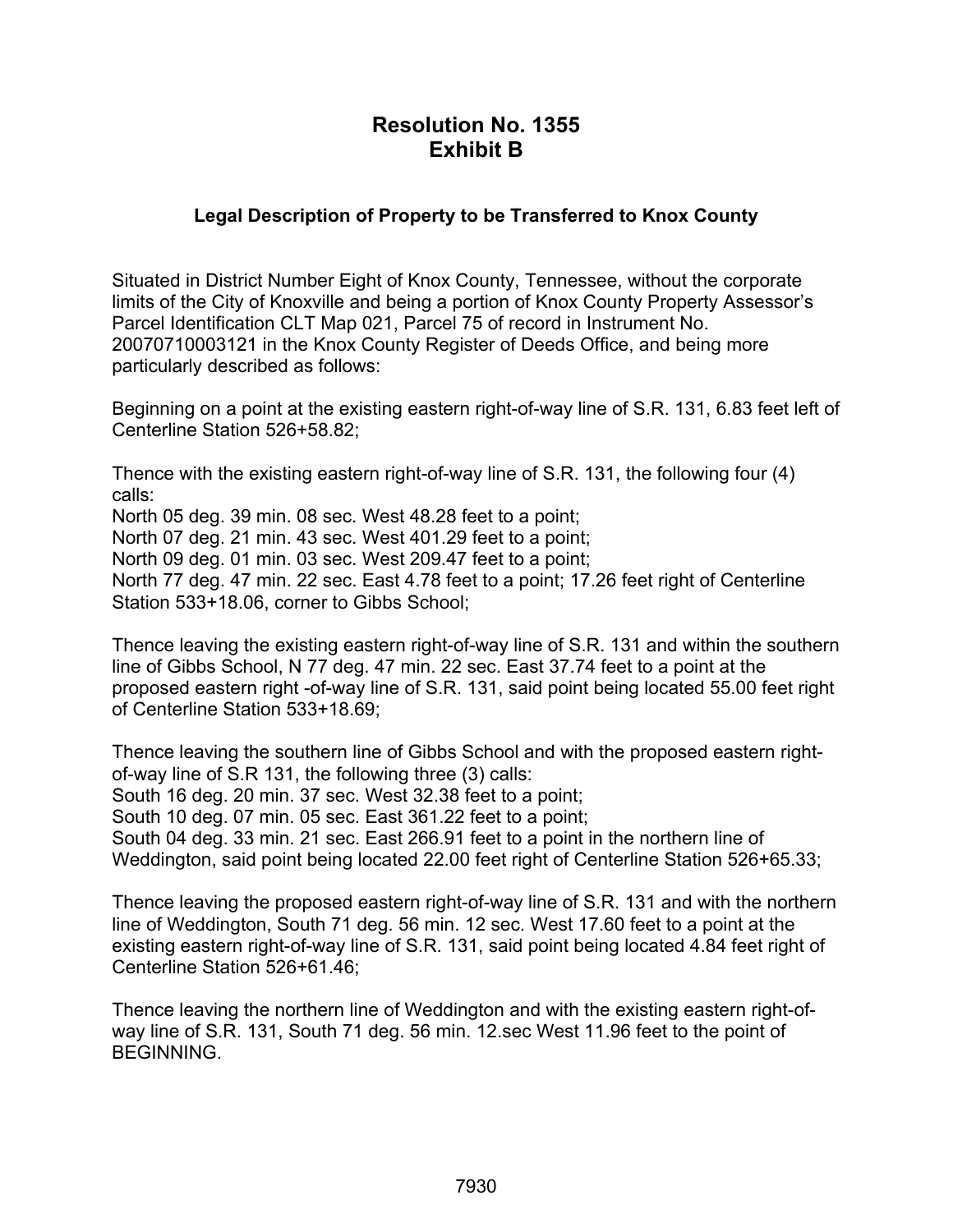# Resolution No. 1355
# Exhibit B

### Legal Description of Property to be Transferred to Knox County

Situated in District Number Eight of Knox County, Tennessee, without the corporate limits of the City of Knoxville and being a portion of Knox County Property Assessor's Parcel Identification CLT Map 021, Parcel 75 of record in Instrument No. 20070710003121 in the Knox County Register of Deeds Office, and being more particularly described as follows:

Beginning on a point at the existing eastern right-of-way line of S.R. 131, 6.83 feet left of Centerline Station 526+58.82;

Thence with the existing eastern right-of-way line of S.R. 131, the following four (4) calls:
North 05 deg. 39 min. 08 sec. West 48.28 feet to a point;
North 07 deg. 21 min. 43 sec. West 401.29 feet to a point;
North 09 deg. 01 min. 03 sec. West 209.47 feet to a point;
North 77 deg. 47 min. 22 sec. East 4.78 feet to a point; 17.26 feet right of Centerline Station 533+18.06, corner to Gibbs School;

Thence leaving the existing eastern right-of-way line of S.R. 131 and within the southern line of Gibbs School, N 77 deg. 47 min. 22 sec. East 37.74 feet to a point at the proposed eastern right -of-way line of S.R. 131, said point being located 55.00 feet right of Centerline Station 533+18.69;

Thence leaving the southern line of Gibbs School and with the proposed eastern right-of-way line of S.R 131, the following three (3) calls:
South 16 deg. 20 min. 37 sec. West 32.38 feet to a point;
South 10 deg. 07 min. 05 sec. East 361.22 feet to a point;
South 04 deg. 33 min. 21 sec. East 266.91 feet to a point in the northern line of Weddington, said point being located 22.00 feet right of Centerline Station 526+65.33;

Thence leaving the proposed eastern right-of-way line of S.R. 131 and with the northern line of Weddington, South 71 deg. 56 min. 12 sec. West 17.60 feet to a point at the existing eastern right-of-way line of S.R. 131, said point being located 4.84 feet right of Centerline Station 526+61.46;

Thence leaving the northern line of Weddington and with the existing eastern right-of-way line of S.R. 131, South 71 deg. 56 min. 12.sec West 11.96 feet to the point of BEGINNING.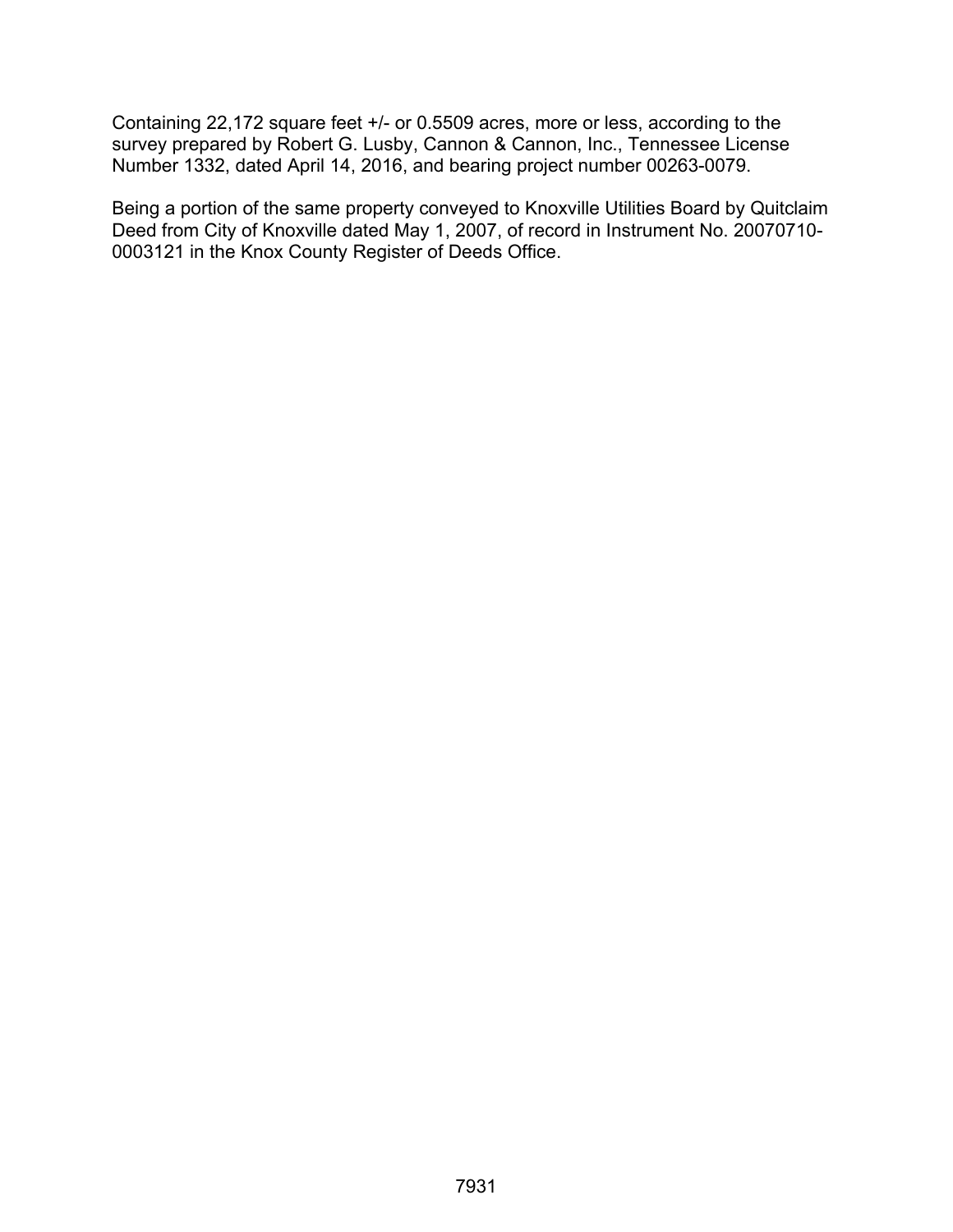Containing 22,172 square feet +/- or 0.5509 acres, more or less, according to the survey prepared by Robert G. Lusby, Cannon & Cannon, Inc., Tennessee License Number 1332, dated April 14, 2016, and bearing project number 00263-0079.

Being a portion of the same property conveyed to Knoxville Utilities Board by Quitclaim Deed from City of Knoxville dated May 1, 2007, of record in Instrument No. 20070710-0003121 in the Knox County Register of Deeds Office.